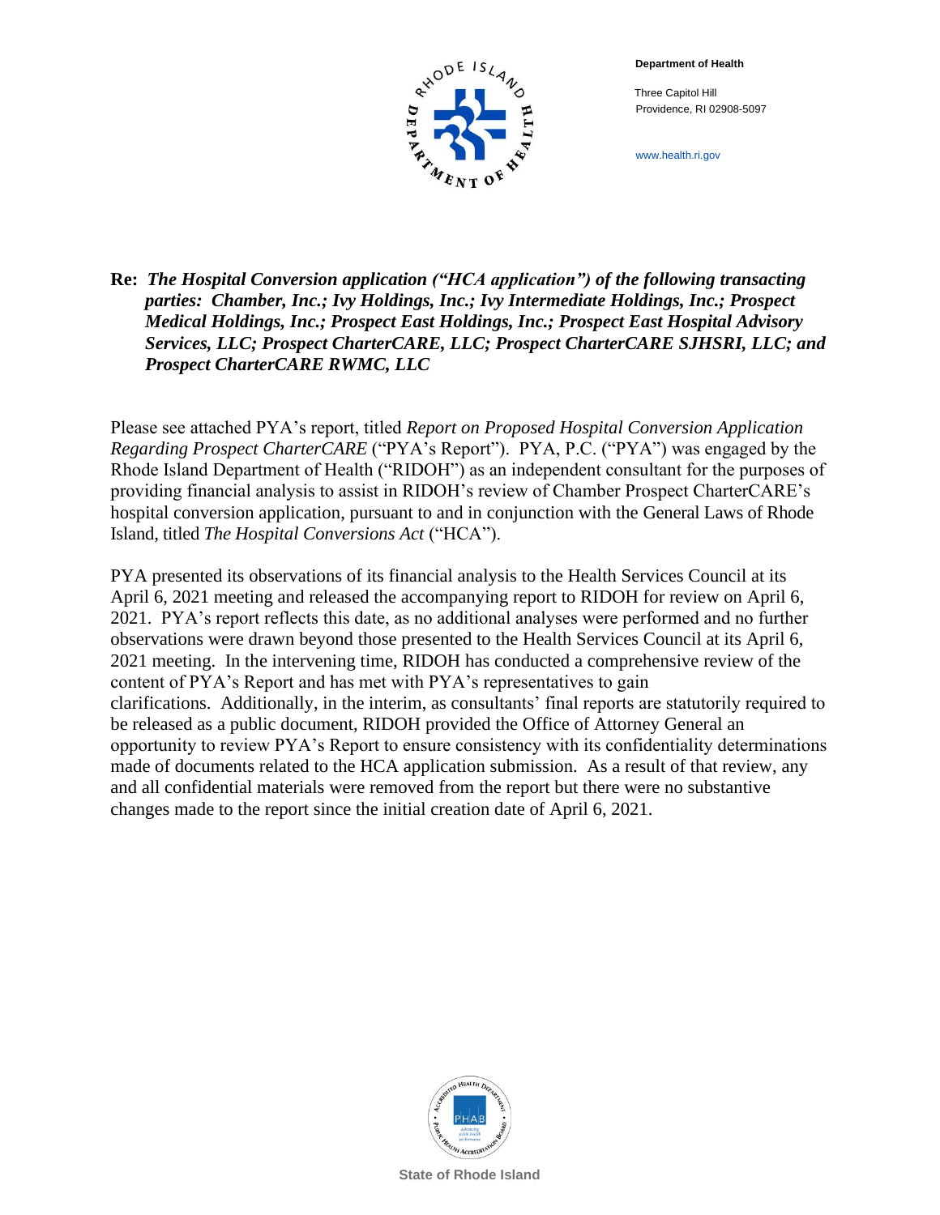**Department of Health**

Three Capitol Hill
Providence, RI 02908-5097

www.health.ri.gov

**Re:** ***The Hospital Conversion application ("HCA application") of the following transacting parties: Chamber, Inc.; Ivy Holdings, Inc.; Ivy Intermediate Holdings, Inc.; Prospect Medical Holdings, Inc.; Prospect East Holdings, Inc.; Prospect East Hospital Advisory Services, LLC; Prospect CharterCARE, LLC; Prospect CharterCARE SJHSRI, LLC; and Prospect CharterCARE RWMC, LLC***

Please see attached PYA's report, titled *Report on Proposed Hospital Conversion Application Regarding Prospect CharterCARE* ("PYA's Report"). PYA, P.C. ("PYA") was engaged by the Rhode Island Department of Health ("RIDOH") as an independent consultant for the purposes of providing financial analysis to assist in RIDOH's review of Chamber Prospect CharterCARE's hospital conversion application, pursuant to and in conjunction with the General Laws of Rhode Island, titled *The Hospital Conversions Act* ("HCA").

PYA presented its observations of its financial analysis to the Health Services Council at its April 6, 2021 meeting and released the accompanying report to RIDOH for review on April 6, 2021. PYA's report reflects this date, as no additional analyses were performed and no further observations were drawn beyond those presented to the Health Services Council at its April 6, 2021 meeting. In the intervening time, RIDOH has conducted a comprehensive review of the content of PYA's Report and has met with PYA's representatives to gain clarifications. Additionally, in the interim, as consultants' final reports are statutorily required to be released as a public document, RIDOH provided the Office of Attorney General an opportunity to review PYA's Report to ensure consistency with its confidentiality determinations made of documents related to the HCA application submission. As a result of that review, any and all confidential materials were removed from the report but there were no substantive changes made to the report since the initial creation date of April 6, 2021.

State of Rhode Island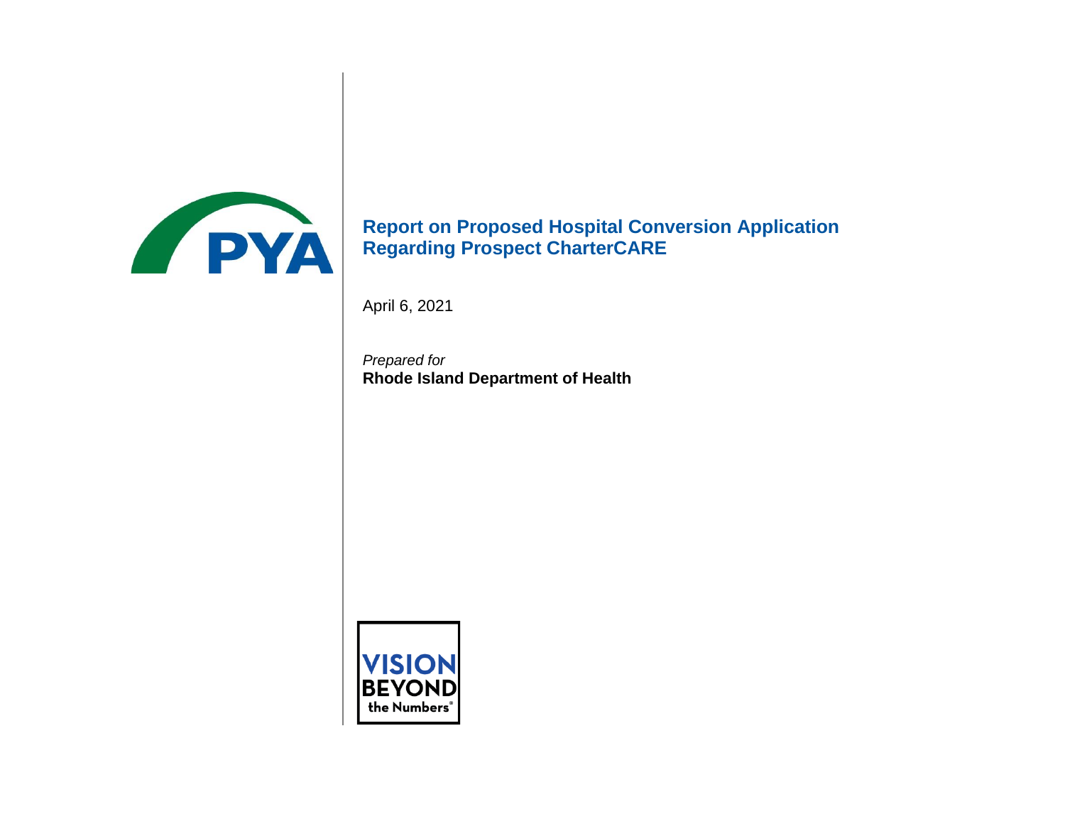# Report on Proposed Hospital Conversion Application Regarding Prospect CharterCARE

April 6, 2021

*Prepared for*
**Rhode Island Department of Health**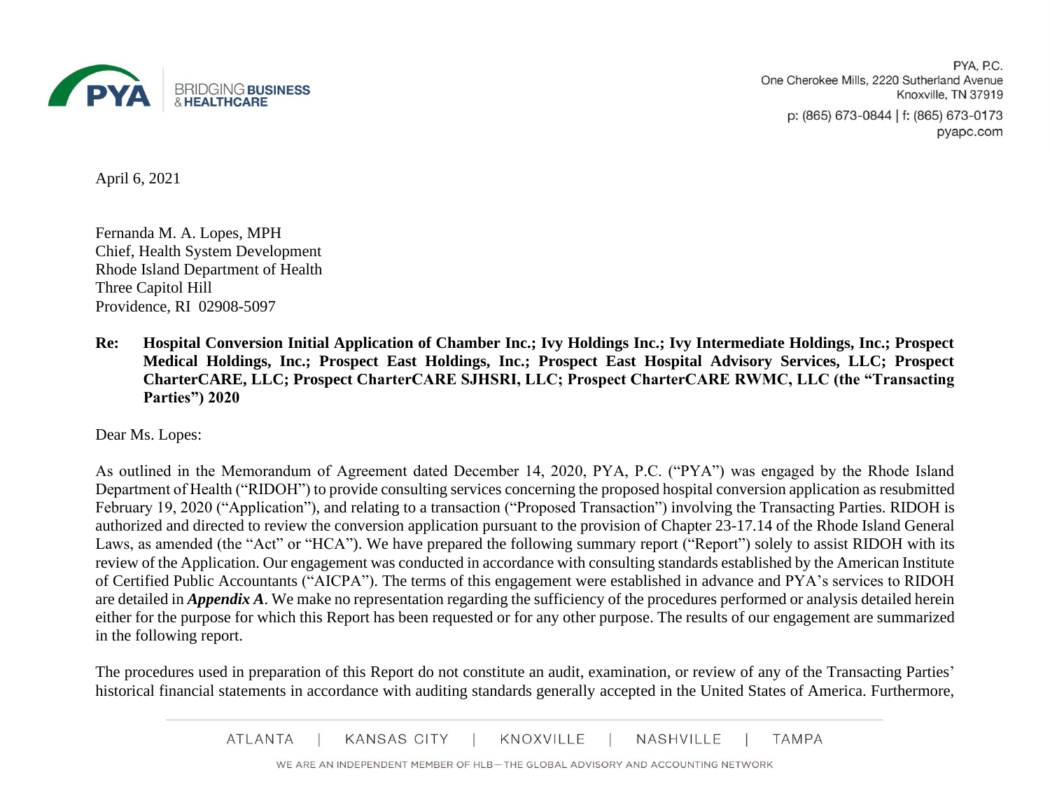April 6, 2021

Fernanda M. A. Lopes, MPH
Chief, Health System Development
Rhode Island Department of Health
Three Capitol Hill
Providence, RI 02908-5097

**Re: Hospital Conversion Initial Application of Chamber Inc.; Ivy Holdings Inc.; Ivy Intermediate Holdings, Inc.; Prospect Medical Holdings, Inc.; Prospect East Holdings, Inc.; Prospect East Hospital Advisory Services, LLC; Prospect CharterCARE, LLC; Prospect CharterCARE SJHSRI, LLC; Prospect CharterCARE RWMC, LLC (the "Transacting Parties") 2020**

Dear Ms. Lopes:

As outlined in the Memorandum of Agreement dated December 14, 2020, PYA, P.C. ("PYA") was engaged by the Rhode Island Department of Health ("RIDOH") to provide consulting services concerning the proposed hospital conversion application as resubmitted February 19, 2020 ("Application"), and relating to a transaction ("Proposed Transaction") involving the Transacting Parties. RIDOH is authorized and directed to review the conversion application pursuant to the provision of Chapter 23-17.14 of the Rhode Island General Laws, as amended (the "Act" or "HCA"). We have prepared the following summary report ("Report") solely to assist RIDOH with its review of the Application. Our engagement was conducted in accordance with consulting standards established by the American Institute of Certified Public Accountants ("AICPA"). The terms of this engagement were established in advance and PYA's services to RIDOH are detailed in ***Appendix A***. We make no representation regarding the sufficiency of the procedures performed or analysis detailed herein either for the purpose for which this Report has been requested or for any other purpose. The results of our engagement are summarized in the following report.

The procedures used in preparation of this Report do not constitute an audit, examination, or review of any of the Transacting Parties' historical financial statements in accordance with auditing standards generally accepted in the United States of America. Furthermore,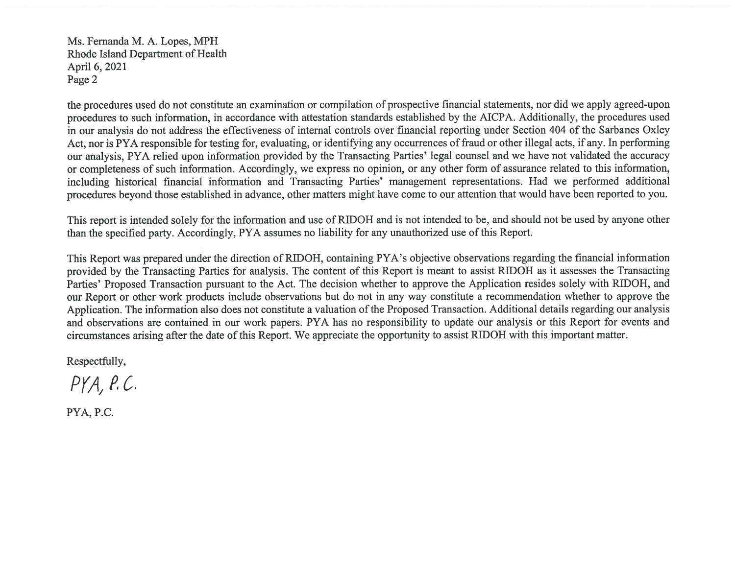the procedures used do not constitute an examination or compilation of prospective financial statements, nor did we apply agreed-upon procedures to such information, in accordance with attestation standards established by the AICPA. Additionally, the procedures used in our analysis do not address the effectiveness of internal controls over financial reporting under Section 404 of the Sarbanes Oxley Act, nor is PYA responsible for testing for, evaluating, or identifying any occurrences of fraud or other illegal acts, if any. In performing our analysis, PYA relied upon information provided by the Transacting Parties' legal counsel and we have not validated the accuracy or completeness of such information. Accordingly, we express no opinion, or any other form of assurance related to this information, including historical financial information and Transacting Parties' management representations. Had we performed additional procedures beyond those established in advance, other matters might have come to our attention that would have been reported to you.

This report is intended solely for the information and use of RIDOH and is not intended to be, and should not be used by anyone other than the specified party. Accordingly, PYA assumes no liability for any unauthorized use of this Report.

This Report was prepared under the direction of RIDOH, containing PYA's objective observations regarding the financial information provided by the Transacting Parties for analysis. The content of this Report is meant to assist RIDOH as it assesses the Transacting Parties' Proposed Transaction pursuant to the Act. The decision whether to approve the Application resides solely with RIDOH, and our Report or other work products include observations but do not in any way constitute a recommendation whether to approve the Application. The information also does not constitute a valuation of the Proposed Transaction. Additional details regarding our analysis and observations are contained in our work papers. PYA has no responsibility to update our analysis or this Report for events and circumstances arising after the date of this Report. We appreciate the opportunity to assist RIDOH with this important matter.

Respectfully,

*PYA, P.C.*

PYA, P.C.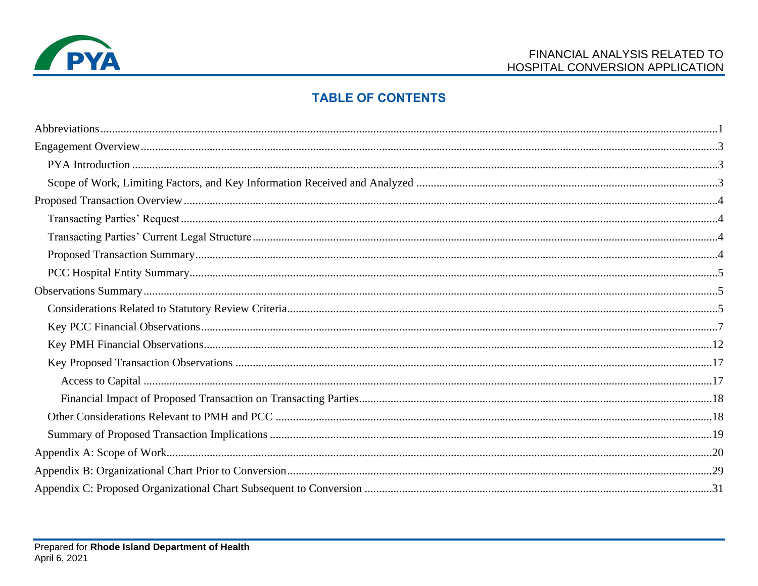## TABLE OF CONTENTS

Abbreviations.....1

Engagement Overview.....3

- PYA Introduction.....3
- Scope of Work, Limiting Factors, and Key Information Received and Analyzed.....3

Proposed Transaction Overview.....4

- Transacting Parties' Request.....4
- Transacting Parties' Current Legal Structure.....4
- Proposed Transaction Summary.....4
- PCC Hospital Entity Summary.....5

Observations Summary.....5

- Considerations Related to Statutory Review Criteria.....5
- Key PCC Financial Observations.....7
- Key PMH Financial Observations.....12
- Key Proposed Transaction Observations.....17
  - Access to Capital.....17
  - Financial Impact of Proposed Transaction on Transacting Parties.....18
- Other Considerations Relevant to PMH and PCC.....18
- Summary of Proposed Transaction Implications.....19

Appendix A: Scope of Work.....20

Appendix B: Organizational Chart Prior to Conversion.....29

Appendix C: Proposed Organizational Chart Subsequent to Conversion.....31

Prepared for **Rhode Island Department of Health**
April 6, 2021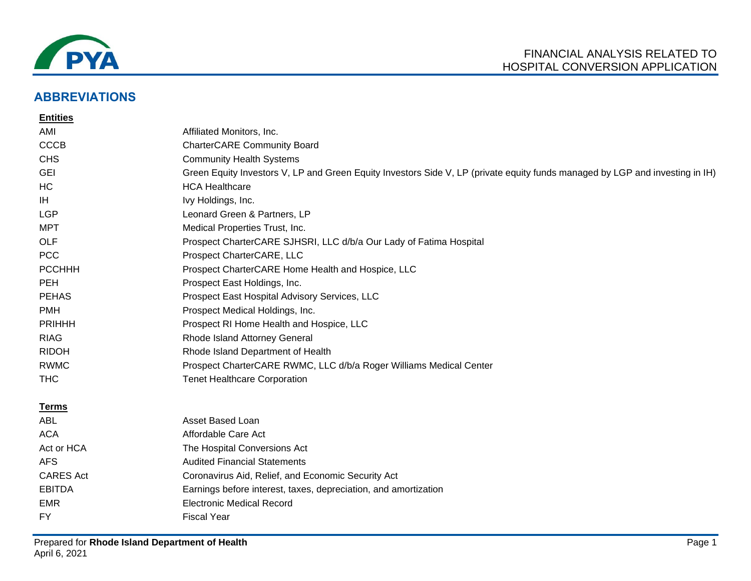## ABBREVIATIONS

**Entities**

| | |
|---|---|
| AMI | Affiliated Monitors, Inc. |
| CCCB | CharterCARE Community Board |
| CHS | Community Health Systems |
| GEI | Green Equity Investors V, LP and Green Equity Investors Side V, LP (private equity funds managed by LGP and investing in IH) |
| HC | HCA Healthcare |
| IH | Ivy Holdings, Inc. |
| LGP | Leonard Green & Partners, LP |
| MPT | Medical Properties Trust, Inc. |
| OLF | Prospect CharterCARE SJHSRI, LLC d/b/a Our Lady of Fatima Hospital |
| PCC | Prospect CharterCARE, LLC |
| PCCHHH | Prospect CharterCARE Home Health and Hospice, LLC |
| PEH | Prospect East Holdings, Inc. |
| PEHAS | Prospect East Hospital Advisory Services, LLC |
| PMH | Prospect Medical Holdings, Inc. |
| PRIHHH | Prospect RI Home Health and Hospice, LLC |
| RIAG | Rhode Island Attorney General |
| RIDOH | Rhode Island Department of Health |
| RWMC | Prospect CharterCARE RWMC, LLC d/b/a Roger Williams Medical Center |
| THC | Tenet Healthcare Corporation |

**Terms**

| | |
|---|---|
| ABL | Asset Based Loan |
| ACA | Affordable Care Act |
| Act or HCA | The Hospital Conversions Act |
| AFS | Audited Financial Statements |
| CARES Act | Coronavirus Aid, Relief, and Economic Security Act |
| EBITDA | Earnings before interest, taxes, depreciation, and amortization |
| EMR | Electronic Medical Record |
| FY | Fiscal Year |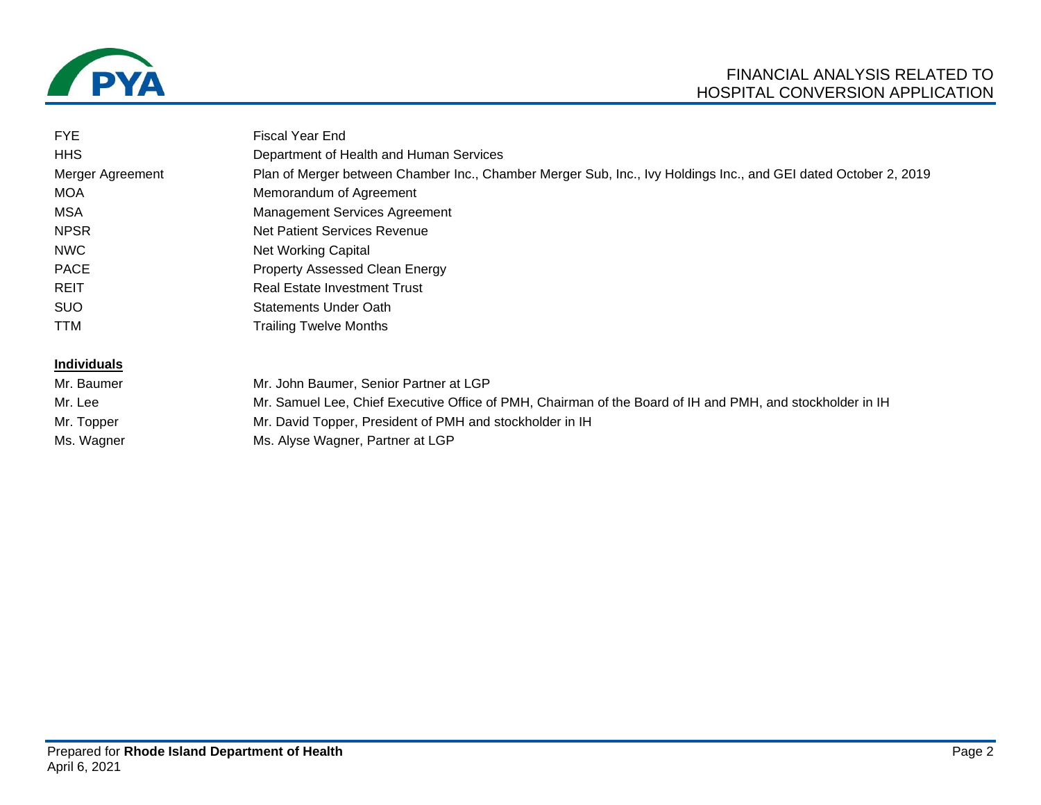| | |
|---|---|
| FYE | Fiscal Year End |
| HHS | Department of Health and Human Services |
| Merger Agreement | Plan of Merger between Chamber Inc., Chamber Merger Sub, Inc., Ivy Holdings Inc., and GEI dated October 2, 2019 |
| MOA | Memorandum of Agreement |
| MSA | Management Services Agreement |
| NPSR | Net Patient Services Revenue |
| NWC | Net Working Capital |
| PACE | Property Assessed Clean Energy |
| REIT | Real Estate Investment Trust |
| SUO | Statements Under Oath |
| TTM | Trailing Twelve Months |

**Individuals**

| | |
|---|---|
| Mr. Baumer | Mr. John Baumer, Senior Partner at LGP |
| Mr. Lee | Mr. Samuel Lee, Chief Executive Office of PMH, Chairman of the Board of IH and PMH, and stockholder in IH |
| Mr. Topper | Mr. David Topper, President of PMH and stockholder in IH |
| Ms. Wagner | Ms. Alyse Wagner, Partner at LGP |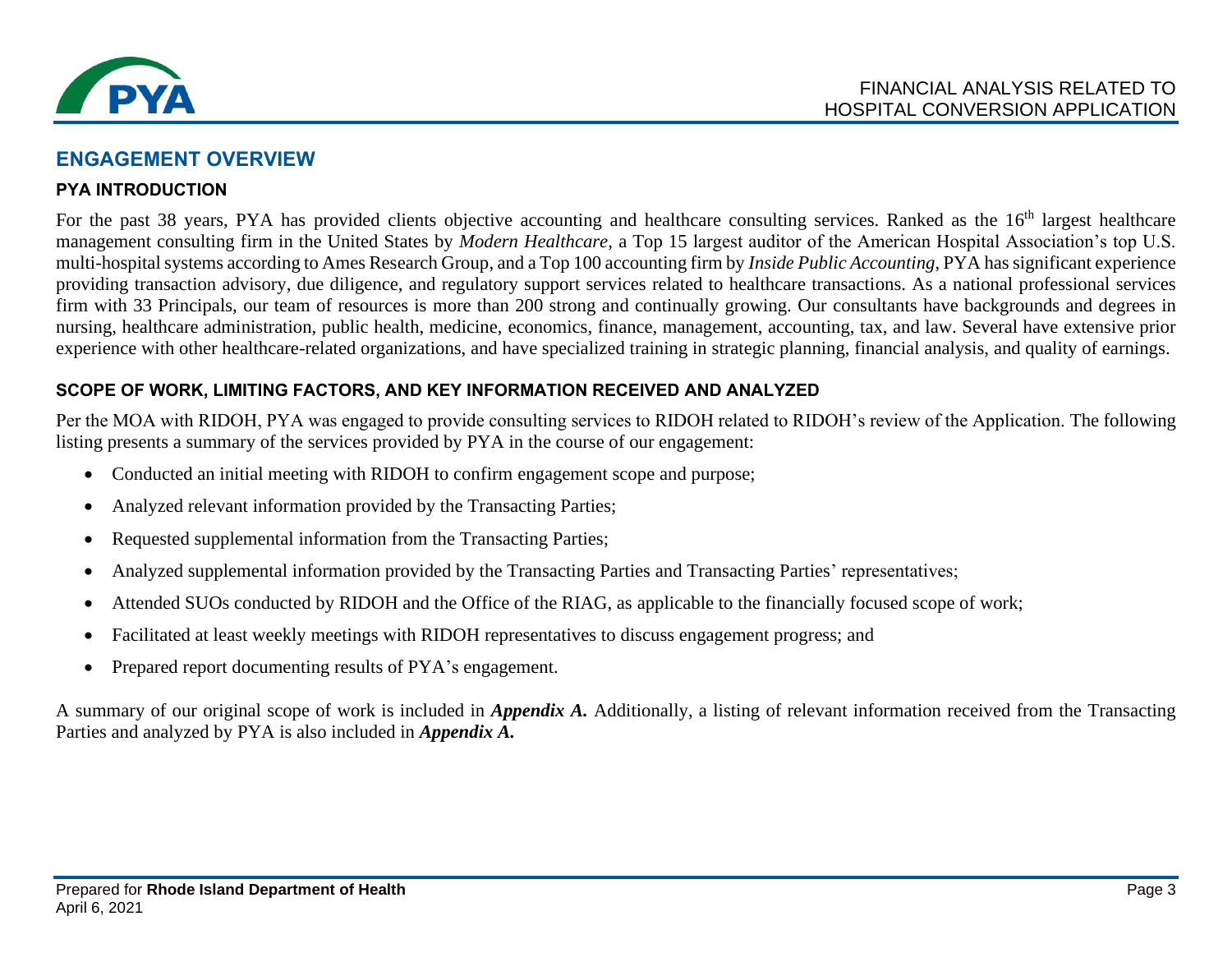## ENGAGEMENT OVERVIEW

### PYA INTRODUCTION

For the past 38 years, PYA has provided clients objective accounting and healthcare consulting services. Ranked as the 16th largest healthcare management consulting firm in the United States by *Modern Healthcare*, a Top 15 largest auditor of the American Hospital Association's top U.S. multi-hospital systems according to Ames Research Group, and a Top 100 accounting firm by *Inside Public Accounting*, PYA has significant experience providing transaction advisory, due diligence, and regulatory support services related to healthcare transactions. As a national professional services firm with 33 Principals, our team of resources is more than 200 strong and continually growing. Our consultants have backgrounds and degrees in nursing, healthcare administration, public health, medicine, economics, finance, management, accounting, tax, and law. Several have extensive prior experience with other healthcare-related organizations, and have specialized training in strategic planning, financial analysis, and quality of earnings.

### SCOPE OF WORK, LIMITING FACTORS, AND KEY INFORMATION RECEIVED AND ANALYZED

Per the MOA with RIDOH, PYA was engaged to provide consulting services to RIDOH related to RIDOH's review of the Application. The following listing presents a summary of the services provided by PYA in the course of our engagement:

- Conducted an initial meeting with RIDOH to confirm engagement scope and purpose;
- Analyzed relevant information provided by the Transacting Parties;
- Requested supplemental information from the Transacting Parties;
- Analyzed supplemental information provided by the Transacting Parties and Transacting Parties' representatives;
- Attended SUOs conducted by RIDOH and the Office of the RIAG, as applicable to the financially focused scope of work;
- Facilitated at least weekly meetings with RIDOH representatives to discuss engagement progress; and
- Prepared report documenting results of PYA's engagement.

A summary of our original scope of work is included in ***Appendix A.*** Additionally, a listing of relevant information received from the Transacting Parties and analyzed by PYA is also included in ***Appendix A.***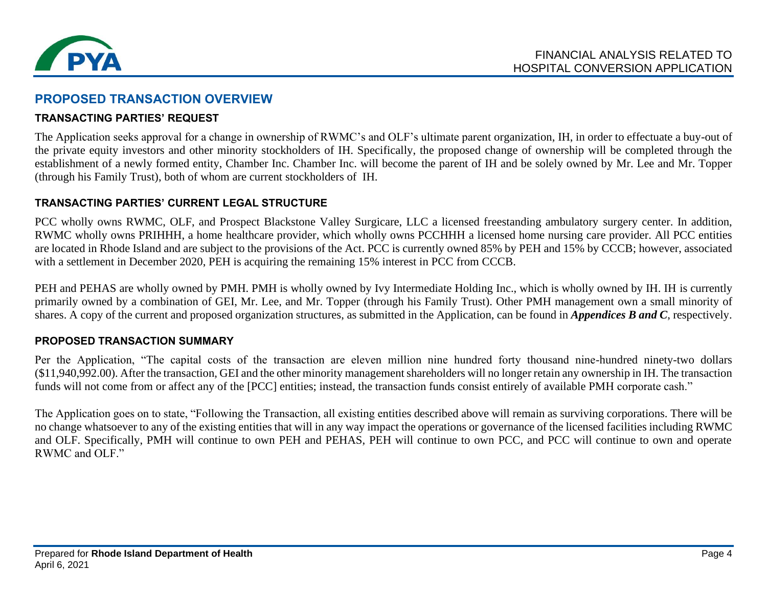## PROPOSED TRANSACTION OVERVIEW

### TRANSACTING PARTIES' REQUEST

The Application seeks approval for a change in ownership of RWMC's and OLF's ultimate parent organization, IH, in order to effectuate a buy-out of the private equity investors and other minority stockholders of IH. Specifically, the proposed change of ownership will be completed through the establishment of a newly formed entity, Chamber Inc. Chamber Inc. will become the parent of IH and be solely owned by Mr. Lee and Mr. Topper (through his Family Trust), both of whom are current stockholders of IH.

### TRANSACTING PARTIES' CURRENT LEGAL STRUCTURE

PCC wholly owns RWMC, OLF, and Prospect Blackstone Valley Surgicare, LLC a licensed freestanding ambulatory surgery center. In addition, RWMC wholly owns PRIHHH, a home healthcare provider, which wholly owns PCCHHH a licensed home nursing care provider. All PCC entities are located in Rhode Island and are subject to the provisions of the Act. PCC is currently owned 85% by PEH and 15% by CCCB; however, associated with a settlement in December 2020, PEH is acquiring the remaining 15% interest in PCC from CCCB.

PEH and PEHAS are wholly owned by PMH. PMH is wholly owned by Ivy Intermediate Holding Inc., which is wholly owned by IH. IH is currently primarily owned by a combination of GEI, Mr. Lee, and Mr. Topper (through his Family Trust). Other PMH management own a small minority of shares. A copy of the current and proposed organization structures, as submitted in the Application, can be found in ***Appendices B and C***, respectively.

### PROPOSED TRANSACTION SUMMARY

Per the Application, "The capital costs of the transaction are eleven million nine hundred forty thousand nine-hundred ninety-two dollars ($11,940,992.00). After the transaction, GEI and the other minority management shareholders will no longer retain any ownership in IH. The transaction funds will not come from or affect any of the [PCC] entities; instead, the transaction funds consist entirely of available PMH corporate cash."

The Application goes on to state, "Following the Transaction, all existing entities described above will remain as surviving corporations. There will be no change whatsoever to any of the existing entities that will in any way impact the operations or governance of the licensed facilities including RWMC and OLF. Specifically, PMH will continue to own PEH and PEHAS, PEH will continue to own PCC, and PCC will continue to own and operate RWMC and OLF."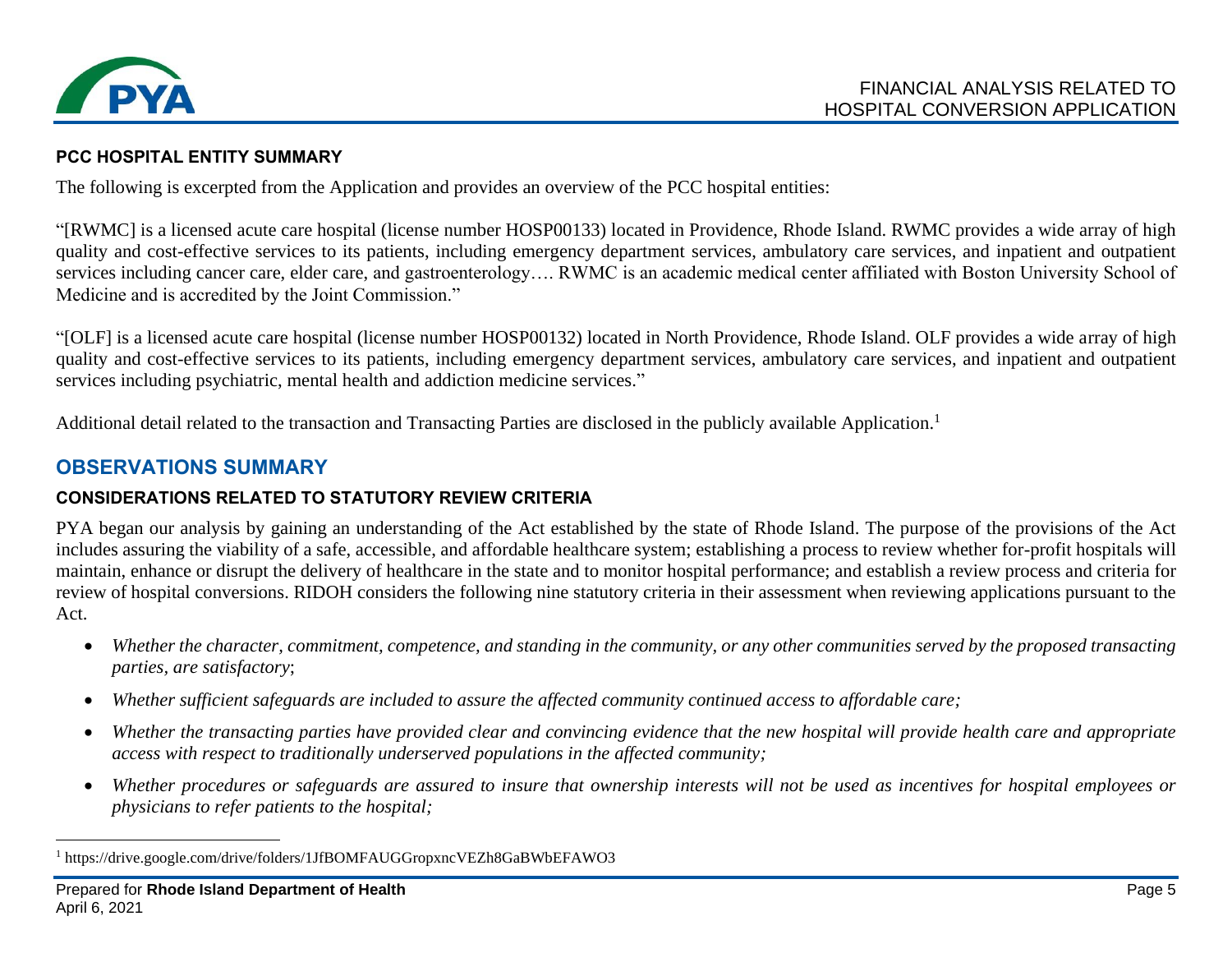### PCC HOSPITAL ENTITY SUMMARY

The following is excerpted from the Application and provides an overview of the PCC hospital entities:

"[RWMC] is a licensed acute care hospital (license number HOSP00133) located in Providence, Rhode Island. RWMC provides a wide array of high quality and cost-effective services to its patients, including emergency department services, ambulatory care services, and inpatient and outpatient services including cancer care, elder care, and gastroenterology…. RWMC is an academic medical center affiliated with Boston University School of Medicine and is accredited by the Joint Commission."

"[OLF] is a licensed acute care hospital (license number HOSP00132) located in North Providence, Rhode Island. OLF provides a wide array of high quality and cost-effective services to its patients, including emergency department services, ambulatory care services, and inpatient and outpatient services including psychiatric, mental health and addiction medicine services."

Additional detail related to the transaction and Transacting Parties are disclosed in the publicly available Application.[1]

## OBSERVATIONS SUMMARY

### CONSIDERATIONS RELATED TO STATUTORY REVIEW CRITERIA

PYA began our analysis by gaining an understanding of the Act established by the state of Rhode Island. The purpose of the provisions of the Act includes assuring the viability of a safe, accessible, and affordable healthcare system; establishing a process to review whether for-profit hospitals will maintain, enhance or disrupt the delivery of healthcare in the state and to monitor hospital performance; and establish a review process and criteria for review of hospital conversions. RIDOH considers the following nine statutory criteria in their assessment when reviewing applications pursuant to the Act.

- *Whether the character, commitment, competence, and standing in the community, or any other communities served by the proposed transacting parties, are satisfactory*;
- *Whether sufficient safeguards are included to assure the affected community continued access to affordable care;*
- *Whether the transacting parties have provided clear and convincing evidence that the new hospital will provide health care and appropriate access with respect to traditionally underserved populations in the affected community;*
- *Whether procedures or safeguards are assured to insure that ownership interests will not be used as incentives for hospital employees or physicians to refer patients to the hospital;*

[1] https://drive.google.com/drive/folders/1JfBOMFAUGGropxncVEZh8GaBWbEFAWO3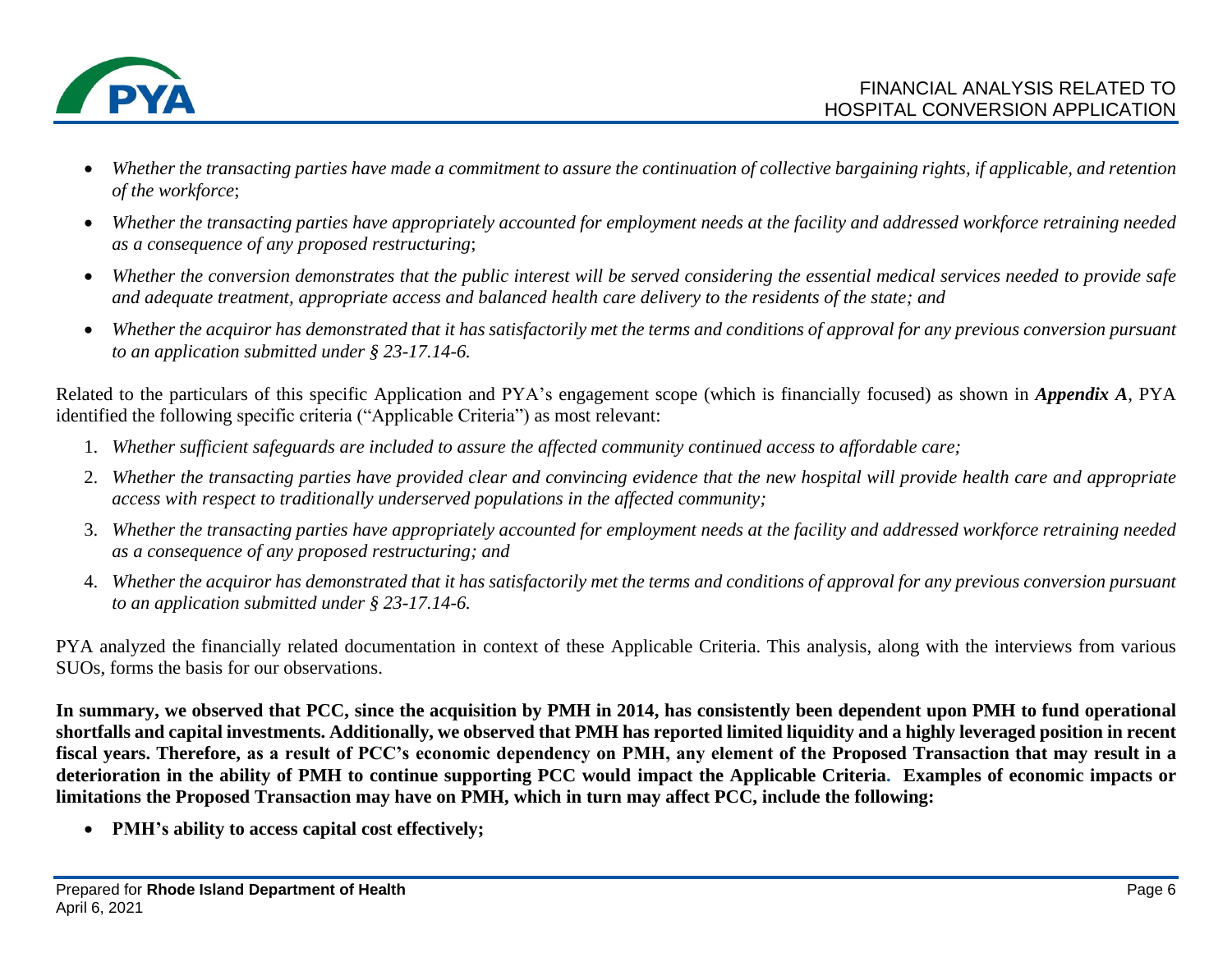- *Whether the transacting parties have made a commitment to assure the continuation of collective bargaining rights, if applicable, and retention of the workforce*;
- *Whether the transacting parties have appropriately accounted for employment needs at the facility and addressed workforce retraining needed as a consequence of any proposed restructuring*;
- *Whether the conversion demonstrates that the public interest will be served considering the essential medical services needed to provide safe and adequate treatment, appropriate access and balanced health care delivery to the residents of the state; and*
- *Whether the acquiror has demonstrated that it has satisfactorily met the terms and conditions of approval for any previous conversion pursuant to an application submitted under § 23-17.14-6.*

Related to the particulars of this specific Application and PYA's engagement scope (which is financially focused) as shown in ***Appendix A***, PYA identified the following specific criteria ("Applicable Criteria") as most relevant:

1. *Whether sufficient safeguards are included to assure the affected community continued access to affordable care;*
2. *Whether the transacting parties have provided clear and convincing evidence that the new hospital will provide health care and appropriate access with respect to traditionally underserved populations in the affected community;*
3. *Whether the transacting parties have appropriately accounted for employment needs at the facility and addressed workforce retraining needed as a consequence of any proposed restructuring; and*
4. *Whether the acquiror has demonstrated that it has satisfactorily met the terms and conditions of approval for any previous conversion pursuant to an application submitted under § 23-17.14-6.*

PYA analyzed the financially related documentation in context of these Applicable Criteria. This analysis, along with the interviews from various SUOs, forms the basis for our observations.

**In summary, we observed that PCC, since the acquisition by PMH in 2014, has consistently been dependent upon PMH to fund operational shortfalls and capital investments. Additionally, we observed that PMH has reported limited liquidity and a highly leveraged position in recent fiscal years. Therefore, as a result of PCC's economic dependency on PMH, any element of the Proposed Transaction that may result in a deterioration in the ability of PMH to continue supporting PCC would impact the Applicable Criteria. Examples of economic impacts or limitations the Proposed Transaction may have on PMH, which in turn may affect PCC, include the following:**

- **PMH's ability to access capital cost effectively;**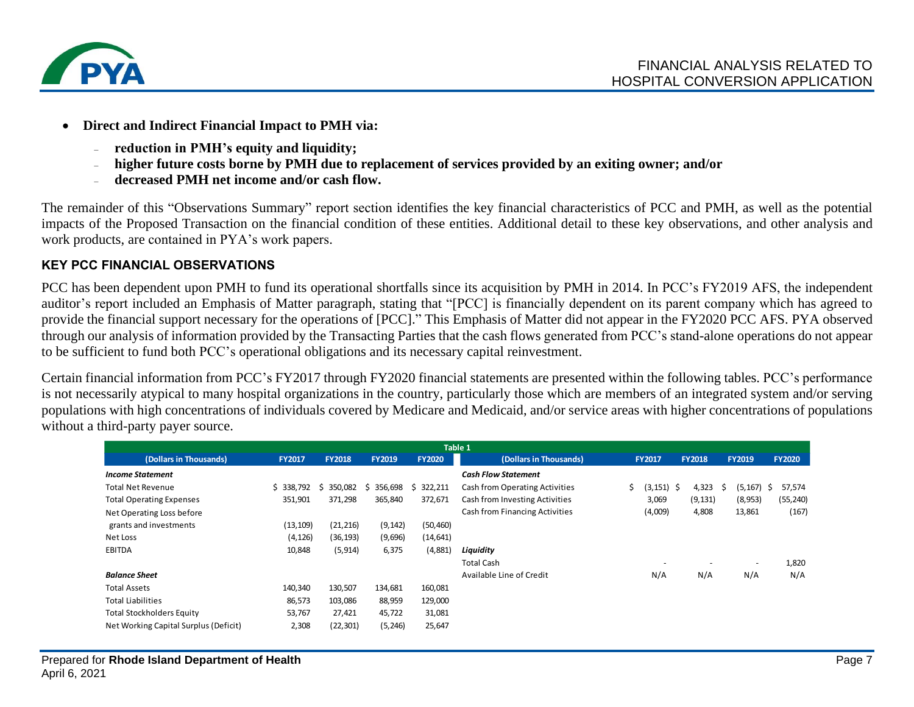- **Direct and Indirect Financial Impact to PMH via:**
  - **reduction in PMH's equity and liquidity;**
  - **higher future costs borne by PMH due to replacement of services provided by an exiting owner; and/or**
  - **decreased PMH net income and/or cash flow.**

The remainder of this "Observations Summary" report section identifies the key financial characteristics of PCC and PMH, as well as the potential impacts of the Proposed Transaction on the financial condition of these entities. Additional detail to these key observations, and other analysis and work products, are contained in PYA's work papers.

### KEY PCC FINANCIAL OBSERVATIONS

PCC has been dependent upon PMH to fund its operational shortfalls since its acquisition by PMH in 2014. In PCC's FY2019 AFS, the independent auditor's report included an Emphasis of Matter paragraph, stating that "[PCC] is financially dependent on its parent company which has agreed to provide the financial support necessary for the operations of [PCC]." This Emphasis of Matter did not appear in the FY2020 PCC AFS. PYA observed through our analysis of information provided by the Transacting Parties that the cash flows generated from PCC's stand-alone operations do not appear to be sufficient to fund both PCC's operational obligations and its necessary capital reinvestment.

Certain financial information from PCC's FY2017 through FY2020 financial statements are presented within the following tables. PCC's performance is not necessarily atypical to many hospital organizations in the country, particularly those which are members of an integrated system and/or serving populations with high concentrations of individuals covered by Medicare and Medicaid, and/or service areas with higher concentrations of populations without a third-party payer source.

**Table 1**

| (Dollars in Thousands) | FY2017 | FY2018 | FY2019 | FY2020 |
|---|---|---|---|---|
| ***Income Statement*** | | | | |
| Total Net Revenue | $ 338,792 | $ 350,082 | $ 356,698 | $ 322,211 |
| Total Operating Expenses | 351,901 | 371,298 | 365,840 | 372,671 |
| Net Operating Loss before grants and investments | (13,109) | (21,216) | (9,142) | (50,460) |
| Net Loss | (4,126) | (36,193) | (9,696) | (14,641) |
| EBITDA | 10,848 | (5,914) | 6,375 | (4,881) |
| ***Balance Sheet*** | | | | |
| Total Assets | 140,340 | 130,507 | 134,681 | 160,081 |
| Total Liabilities | 86,573 | 103,086 | 88,959 | 129,000 |
| Total Stockholders Equity | 53,767 | 27,421 | 45,722 | 31,081 |
| Net Working Capital Surplus (Deficit) | 2,308 | (22,301) | (5,246) | 25,647 |

| (Dollars in Thousands) | FY2017 | FY2018 | FY2019 | FY2020 |
|---|---|---|---|---|
| ***Cash Flow Statement*** | | | | |
| Cash from Operating Activities | $ (3,151) | $ 4,323 | $ (5,167) | $ 57,574 |
| Cash from Investing Activities | 3,069 | (9,131) | (8,953) | (55,240) |
| Cash from Financing Activities | (4,009) | 4,808 | 13,861 | (167) |
| ***Liquidity*** | | | | |
| Total Cash | - | - | - | 1,820 |
| Available Line of Credit | N/A | N/A | N/A | N/A |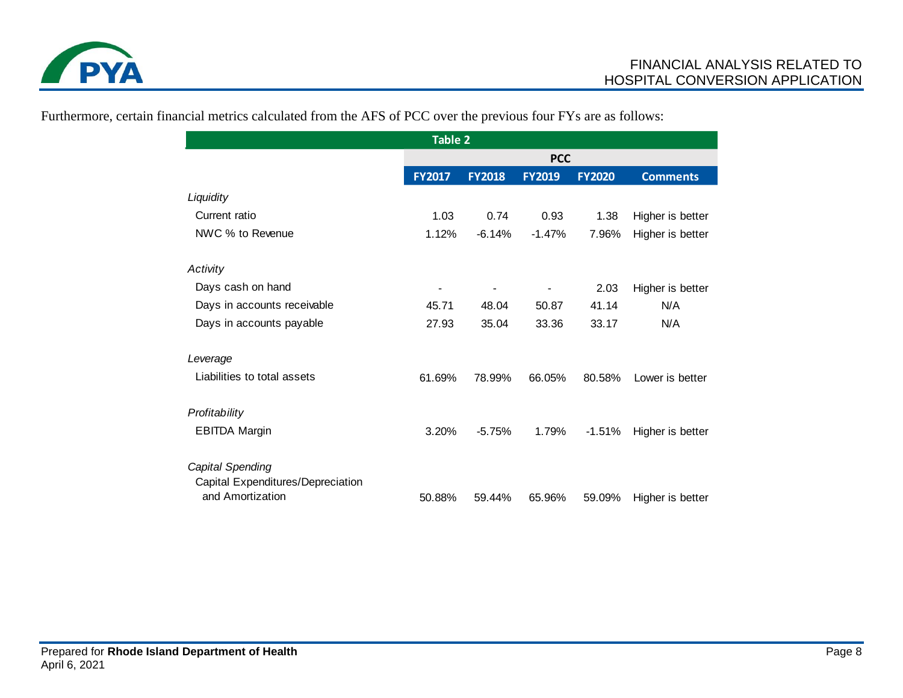Furthermore, certain financial metrics calculated from the AFS of PCC over the previous four FYs are as follows:

| Table 2 | | | | | |
|---|---|---|---|---|---|
| | PCC | | | | |
| | FY2017 | FY2018 | FY2019 | FY2020 | Comments |
| *Liquidity* | | | | | |
| Current ratio | 1.03 | 0.74 | 0.93 | 1.38 | Higher is better |
| NWC % to Revenue | 1.12% | -6.14% | -1.47% | 7.96% | Higher is better |
| *Activity* | | | | | |
| Days cash on hand | - | - | - | 2.03 | Higher is better |
| Days in accounts receivable | 45.71 | 48.04 | 50.87 | 41.14 | N/A |
| Days in accounts payable | 27.93 | 35.04 | 33.36 | 33.17 | N/A |
| *Leverage* | | | | | |
| Liabilities to total assets | 61.69% | 78.99% | 66.05% | 80.58% | Lower is better |
| *Profitability* | | | | | |
| EBITDA Margin | 3.20% | -5.75% | 1.79% | -1.51% | Higher is better |
| *Capital Spending* | | | | | |
| Capital Expenditures/Depreciation and Amortization | 50.88% | 59.44% | 65.96% | 59.09% | Higher is better |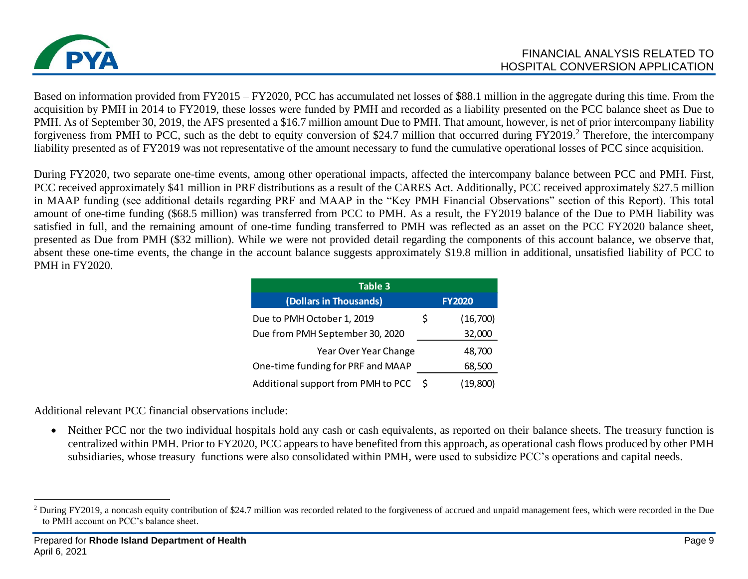Based on information provided from FY2015 – FY2020, PCC has accumulated net losses of $88.1 million in the aggregate during this time. From the acquisition by PMH in 2014 to FY2019, these losses were funded by PMH and recorded as a liability presented on the PCC balance sheet as Due to PMH. As of September 30, 2019, the AFS presented a $16.7 million amount Due to PMH. That amount, however, is net of prior intercompany liability forgiveness from PMH to PCC, such as the debt to equity conversion of $24.7 million that occurred during FY2019.[2] Therefore, the intercompany liability presented as of FY2019 was not representative of the amount necessary to fund the cumulative operational losses of PCC since acquisition.

During FY2020, two separate one-time events, among other operational impacts, affected the intercompany balance between PCC and PMH. First, PCC received approximately $41 million in PRF distributions as a result of the CARES Act. Additionally, PCC received approximately $27.5 million in MAAP funding (see additional details regarding PRF and MAAP in the "Key PMH Financial Observations" section of this Report). This total amount of one-time funding ($68.5 million) was transferred from PCC to PMH. As a result, the FY2019 balance of the Due to PMH liability was satisfied in full, and the remaining amount of one-time funding transferred to PMH was reflected as an asset on the PCC FY2020 balance sheet, presented as Due from PMH ($32 million). While we were not provided detail regarding the components of this account balance, we observe that, absent these one-time events, the change in the account balance suggests approximately $19.8 million in additional, unsatisfied liability of PCC to PMH in FY2020.

| Table 3 | | |
|---|---|---|
| **(Dollars in Thousands)** | | **FY2020** |
| Due to PMH October 1, 2019 | $ | (16,700) |
| Due from PMH September 30, 2020 | | 32,000 |
| Year Over Year Change | | 48,700 |
| One-time funding for PRF and MAAP | | 68,500 |
| Additional support from PMH to PCC | $ | (19,800) |

Additional relevant PCC financial observations include:

- Neither PCC nor the two individual hospitals hold any cash or cash equivalents, as reported on their balance sheets. The treasury function is centralized within PMH. Prior to FY2020, PCC appears to have benefited from this approach, as operational cash flows produced by other PMH subsidiaries, whose treasury functions were also consolidated within PMH, were used to subsidize PCC's operations and capital needs.

[2] During FY2019, a noncash equity contribution of $24.7 million was recorded related to the forgiveness of accrued and unpaid management fees, which were recorded in the Due to PMH account on PCC's balance sheet.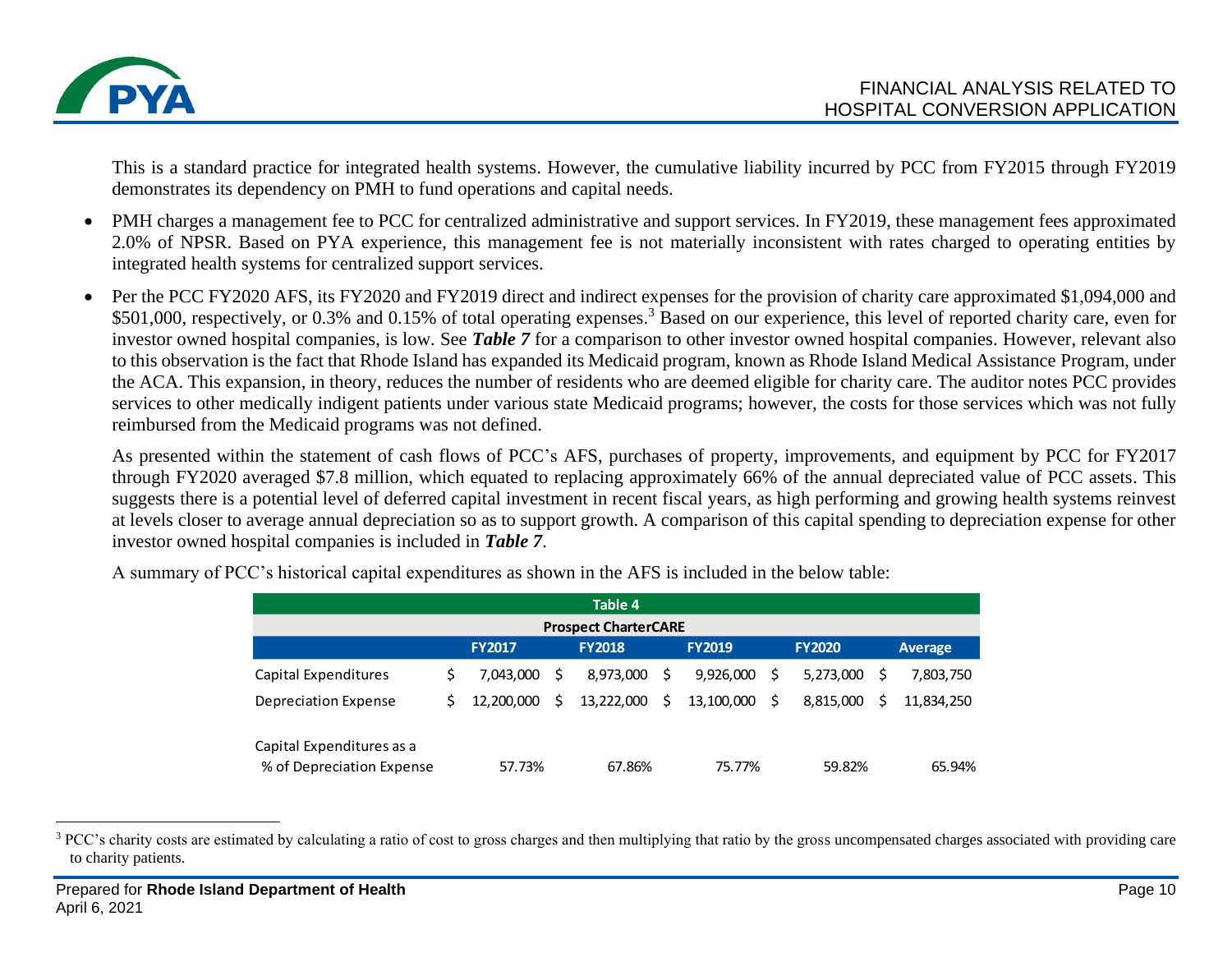This is a standard practice for integrated health systems. However, the cumulative liability incurred by PCC from FY2015 through FY2019 demonstrates its dependency on PMH to fund operations and capital needs.

- PMH charges a management fee to PCC for centralized administrative and support services. In FY2019, these management fees approximated 2.0% of NPSR. Based on PYA experience, this management fee is not materially inconsistent with rates charged to operating entities by integrated health systems for centralized support services.
- Per the PCC FY2020 AFS, its FY2020 and FY2019 direct and indirect expenses for the provision of charity care approximated $1,094,000 and $501,000, respectively, or 0.3% and 0.15% of total operating expenses.[3] Based on our experience, this level of reported charity care, even for investor owned hospital companies, is low. See ***Table 7*** for a comparison to other investor owned hospital companies. However, relevant also to this observation is the fact that Rhode Island has expanded its Medicaid program, known as Rhode Island Medical Assistance Program, under the ACA. This expansion, in theory, reduces the number of residents who are deemed eligible for charity care. The auditor notes PCC provides services to other medically indigent patients under various state Medicaid programs; however, the costs for those services which was not fully reimbursed from the Medicaid programs was not defined.

  As presented within the statement of cash flows of PCC's AFS, purchases of property, improvements, and equipment by PCC for FY2017 through FY2020 averaged $7.8 million, which equated to replacing approximately 66% of the annual depreciated value of PCC assets. This suggests there is a potential level of deferred capital investment in recent fiscal years, as high performing and growing health systems reinvest at levels closer to average annual depreciation so as to support growth. A comparison of this capital spending to depreciation expense for other investor owned hospital companies is included in ***Table 7***.

  A summary of PCC's historical capital expenditures as shown in the AFS is included in the below table:

**Table 4**

**Prospect CharterCARE**

| | FY2017 | FY2018 | FY2019 | FY2020 | Average |
|---|---|---|---|---|---|
| Capital Expenditures | $ 7,043,000 | $ 8,973,000 | $ 9,926,000 | $ 5,273,000 | $ 7,803,750 |
| Depreciation Expense | $ 12,200,000 | $ 13,222,000 | $ 13,100,000 | $ 8,815,000 | $ 11,834,250 |
| Capital Expenditures as a % of Depreciation Expense | 57.73% | 67.86% | 75.77% | 59.82% | 65.94% |

[3] PCC's charity costs are estimated by calculating a ratio of cost to gross charges and then multiplying that ratio by the gross uncompensated charges associated with providing care to charity patients.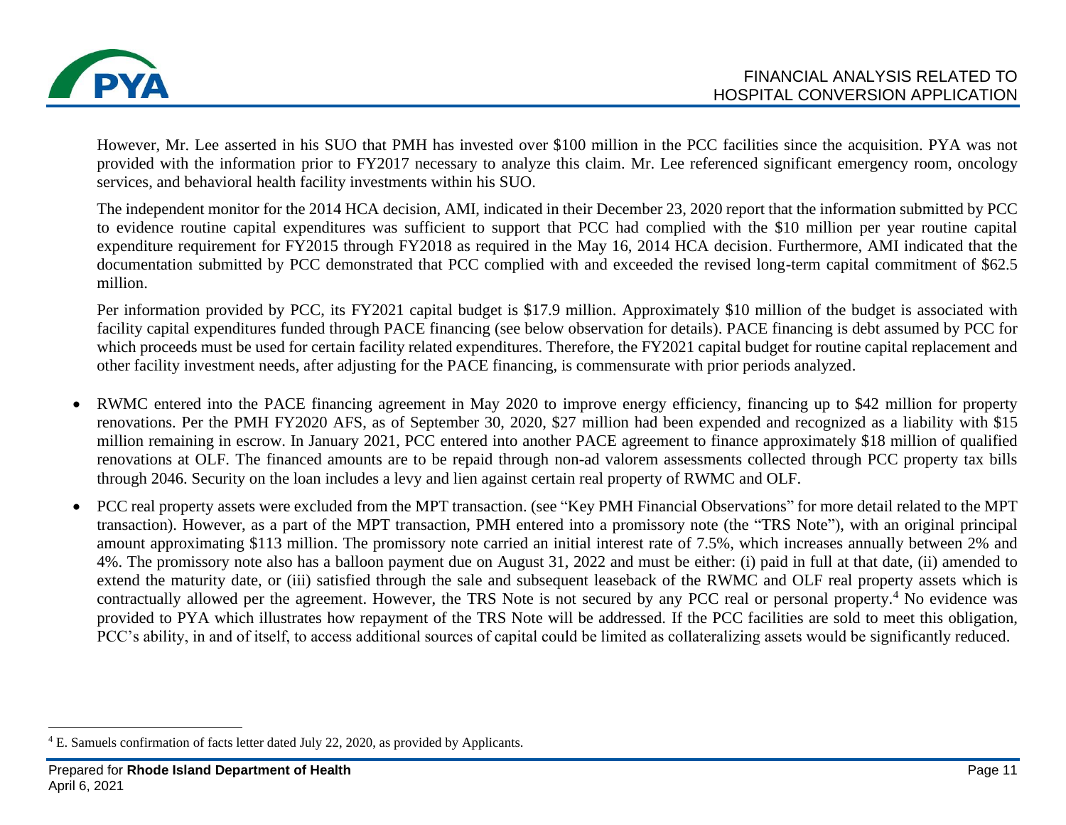However, Mr. Lee asserted in his SUO that PMH has invested over $100 million in the PCC facilities since the acquisition. PYA was not provided with the information prior to FY2017 necessary to analyze this claim. Mr. Lee referenced significant emergency room, oncology services, and behavioral health facility investments within his SUO.

The independent monitor for the 2014 HCA decision, AMI, indicated in their December 23, 2020 report that the information submitted by PCC to evidence routine capital expenditures was sufficient to support that PCC had complied with the $10 million per year routine capital expenditure requirement for FY2015 through FY2018 as required in the May 16, 2014 HCA decision. Furthermore, AMI indicated that the documentation submitted by PCC demonstrated that PCC complied with and exceeded the revised long-term capital commitment of $62.5 million.

Per information provided by PCC, its FY2021 capital budget is $17.9 million. Approximately $10 million of the budget is associated with facility capital expenditures funded through PACE financing (see below observation for details). PACE financing is debt assumed by PCC for which proceeds must be used for certain facility related expenditures. Therefore, the FY2021 capital budget for routine capital replacement and other facility investment needs, after adjusting for the PACE financing, is commensurate with prior periods analyzed.

- RWMC entered into the PACE financing agreement in May 2020 to improve energy efficiency, financing up to $42 million for property renovations. Per the PMH FY2020 AFS, as of September 30, 2020, $27 million had been expended and recognized as a liability with $15 million remaining in escrow. In January 2021, PCC entered into another PACE agreement to finance approximately $18 million of qualified renovations at OLF. The financed amounts are to be repaid through non-ad valorem assessments collected through PCC property tax bills through 2046. Security on the loan includes a levy and lien against certain real property of RWMC and OLF.
- PCC real property assets were excluded from the MPT transaction. (see "Key PMH Financial Observations" for more detail related to the MPT transaction). However, as a part of the MPT transaction, PMH entered into a promissory note (the "TRS Note"), with an original principal amount approximating $113 million. The promissory note carried an initial interest rate of 7.5%, which increases annually between 2% and 4%. The promissory note also has a balloon payment due on August 31, 2022 and must be either: (i) paid in full at that date, (ii) amended to extend the maturity date, or (iii) satisfied through the sale and subsequent leaseback of the RWMC and OLF real property assets which is contractually allowed per the agreement. However, the TRS Note is not secured by any PCC real or personal property.[4] No evidence was provided to PYA which illustrates how repayment of the TRS Note will be addressed. If the PCC facilities are sold to meet this obligation, PCC's ability, in and of itself, to access additional sources of capital could be limited as collateralizing assets would be significantly reduced.

[4] E. Samuels confirmation of facts letter dated July 22, 2020, as provided by Applicants.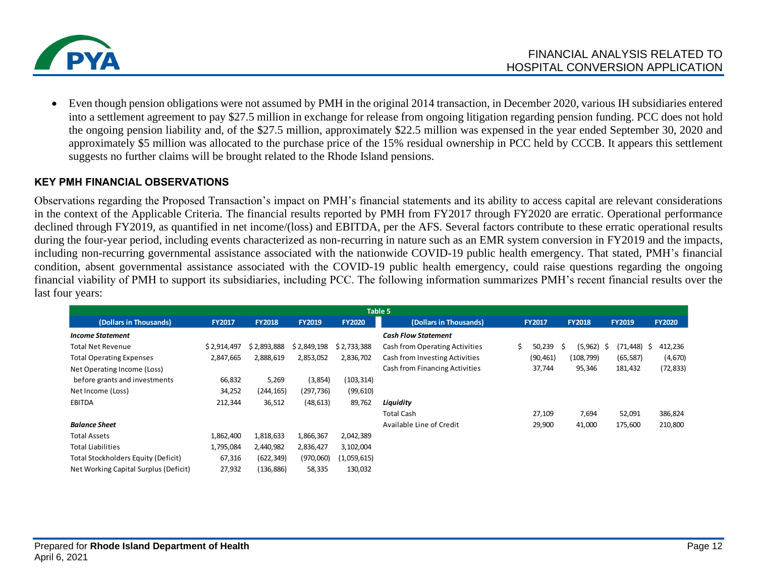- Even though pension obligations were not assumed by PMH in the original 2014 transaction, in December 2020, various IH subsidiaries entered into a settlement agreement to pay $27.5 million in exchange for release from ongoing litigation regarding pension funding. PCC does not hold the ongoing pension liability and, of the $27.5 million, approximately $22.5 million was expensed in the year ended September 30, 2020 and approximately $5 million was allocated to the purchase price of the 15% residual ownership in PCC held by CCCB. It appears this settlement suggests no further claims will be brought related to the Rhode Island pensions.

### KEY PMH FINANCIAL OBSERVATIONS

Observations regarding the Proposed Transaction's impact on PMH's financial statements and its ability to access capital are relevant considerations in the context of the Applicable Criteria. The financial results reported by PMH from FY2017 through FY2020 are erratic. Operational performance declined through FY2019, as quantified in net income/(loss) and EBITDA, per the AFS. Several factors contribute to these erratic operational results during the four-year period, including events characterized as non-recurring in nature such as an EMR system conversion in FY2019 and the impacts, including non-recurring governmental assistance associated with the nationwide COVID-19 public health emergency. That stated, PMH's financial condition, absent governmental assistance associated with the COVID-19 public health emergency, could raise questions regarding the ongoing financial viability of PMH to support its subsidiaries, including PCC. The following information summarizes PMH's recent financial results over the last four years:

**Table 5**

| (Dollars in Thousands) | FY2017 | FY2018 | FY2019 | FY2020 | (Dollars in Thousands) | FY2017 | FY2018 | FY2019 | FY2020 |
|---|---|---|---|---|---|---|---|---|---|
| ***Income Statement*** | | | | | ***Cash Flow Statement*** | | | | |
| Total Net Revenue | $ 2,914,497 | $ 2,893,888 | $ 2,849,198 | $ 2,733,388 | Cash from Operating Activities | $ 50,239 | $ (5,962) | $ (71,448) | $ 412,236 |
| Total Operating Expenses | 2,847,665 | 2,888,619 | 2,853,052 | 2,836,702 | Cash from Investing Activities | (90,461) | (108,799) | (65,587) | (4,670) |
| Net Operating Income (Loss) before grants and investments | 66,832 | 5,269 | (3,854) | (103,314) | Cash from Financing Activities | 37,744 | 95,346 | 181,432 | (72,833) |
| Net Income (Loss) | 34,252 | (244,165) | (297,736) | (99,610) | | | | | |
| EBITDA | 212,344 | 36,512 | (48,613) | 89,762 | ***Liquidity*** | | | | |
| | | | | | Total Cash | 27,109 | 7,694 | 52,091 | 386,824 |
| ***Balance Sheet*** | | | | | Available Line of Credit | 29,900 | 41,000 | 175,600 | 210,800 |
| Total Assets | 1,862,400 | 1,818,633 | 1,866,367 | 2,042,389 | | | | | |
| Total Liabilities | 1,795,084 | 2,440,982 | 2,836,427 | 3,102,004 | | | | | |
| Total Stockholders Equity (Deficit) | 67,316 | (622,349) | (970,060) | (1,059,615) | | | | | |
| Net Working Capital Surplus (Deficit) | 27,932 | (136,886) | 58,335 | 130,032 | | | | | |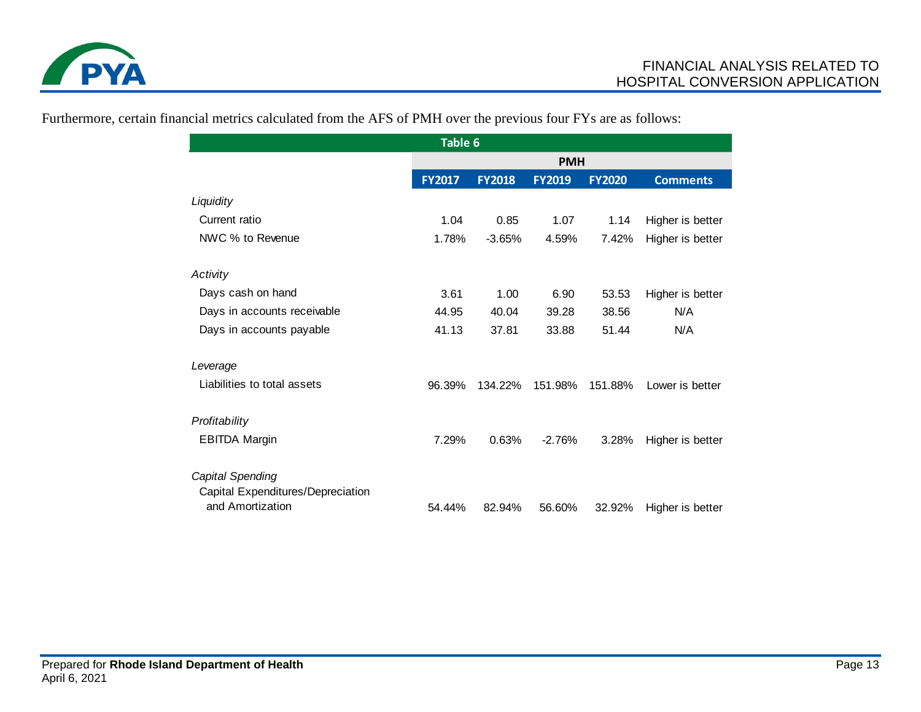Furthermore, certain financial metrics calculated from the AFS of PMH over the previous four FYs are as follows:

| Table 6 | | | | | |
|---|---|---|---|---|---|
| | PMH | | | | |
| | FY2017 | FY2018 | FY2019 | FY2020 | Comments |
| *Liquidity* | | | | | |
| Current ratio | 1.04 | 0.85 | 1.07 | 1.14 | Higher is better |
| NWC % to Revenue | 1.78% | -3.65% | 4.59% | 7.42% | Higher is better |
| *Activity* | | | | | |
| Days cash on hand | 3.61 | 1.00 | 6.90 | 53.53 | Higher is better |
| Days in accounts receivable | 44.95 | 40.04 | 39.28 | 38.56 | N/A |
| Days in accounts payable | 41.13 | 37.81 | 33.88 | 51.44 | N/A |
| *Leverage* | | | | | |
| Liabilities to total assets | 96.39% | 134.22% | 151.98% | 151.88% | Lower is better |
| *Profitability* | | | | | |
| EBITDA Margin | 7.29% | 0.63% | -2.76% | 3.28% | Higher is better |
| *Capital Spending* | | | | | |
| Capital Expenditures/Depreciation and Amortization | 54.44% | 82.94% | 56.60% | 32.92% | Higher is better |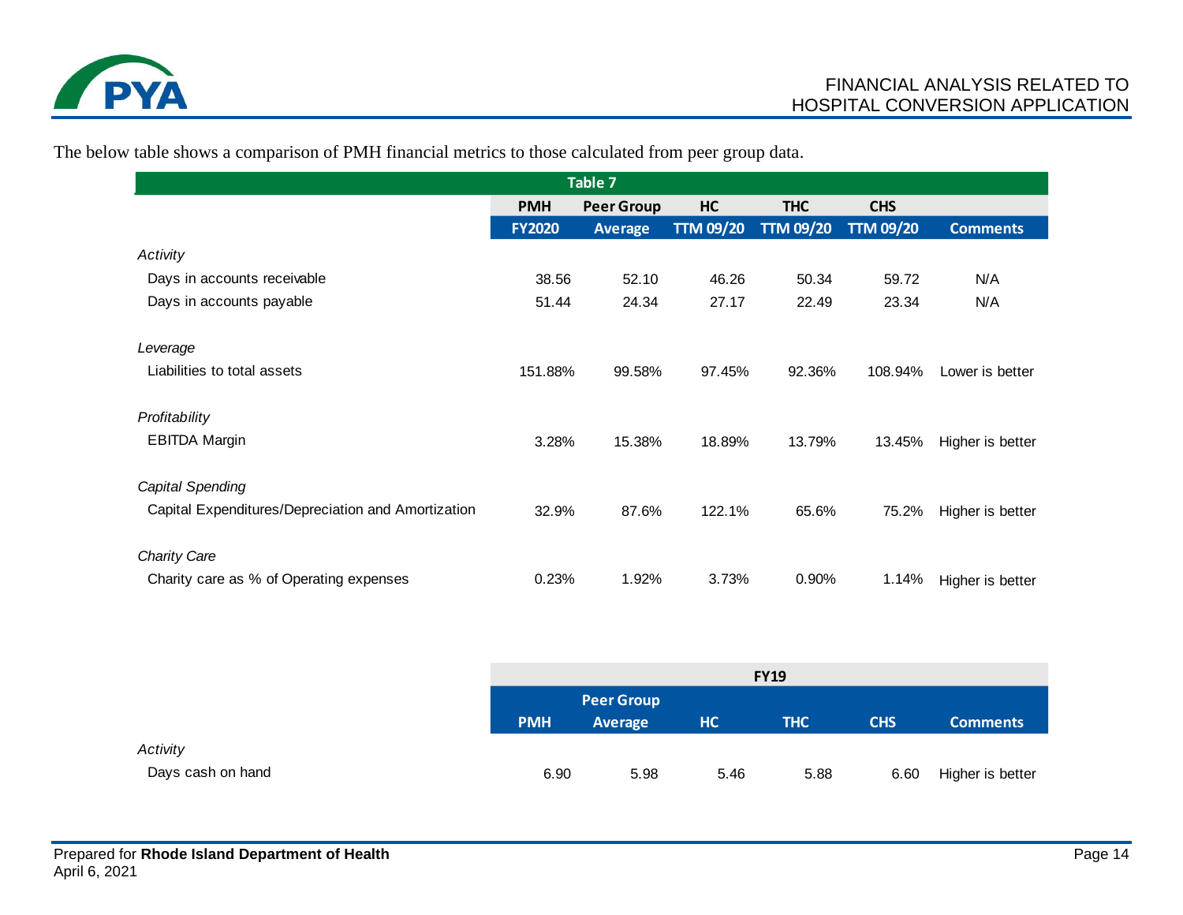The below table shows a comparison of PMH financial metrics to those calculated from peer group data.

**Table 7**

| | PMH FY2020 | Peer Group Average | HC TTM 09/20 | THC TTM 09/20 | CHS TTM 09/20 | Comments |
|---|---|---|---|---|---|---|
| *Activity* | | | | | | |
| Days in accounts receivable | 38.56 | 52.10 | 46.26 | 50.34 | 59.72 | N/A |
| Days in accounts payable | 51.44 | 24.34 | 27.17 | 22.49 | 23.34 | N/A |
| *Leverage* | | | | | | |
| Liabilities to total assets | 151.88% | 99.58% | 97.45% | 92.36% | 108.94% | Lower is better |
| *Profitability* | | | | | | |
| EBITDA Margin | 3.28% | 15.38% | 18.89% | 13.79% | 13.45% | Higher is better |
| *Capital Spending* | | | | | | |
| Capital Expenditures/Depreciation and Amortization | 32.9% | 87.6% | 122.1% | 65.6% | 75.2% | Higher is better |
| *Charity Care* | | | | | | |
| Charity care as % of Operating expenses | 0.23% | 1.92% | 3.73% | 0.90% | 1.14% | Higher is better |

| | FY19 | | | | | |
|---|---|---|---|---|---|---|
| | PMH | Peer Group Average | HC | THC | CHS | Comments |
| *Activity* | | | | | | |
| Days cash on hand | 6.90 | 5.98 | 5.46 | 5.88 | 6.60 | Higher is better |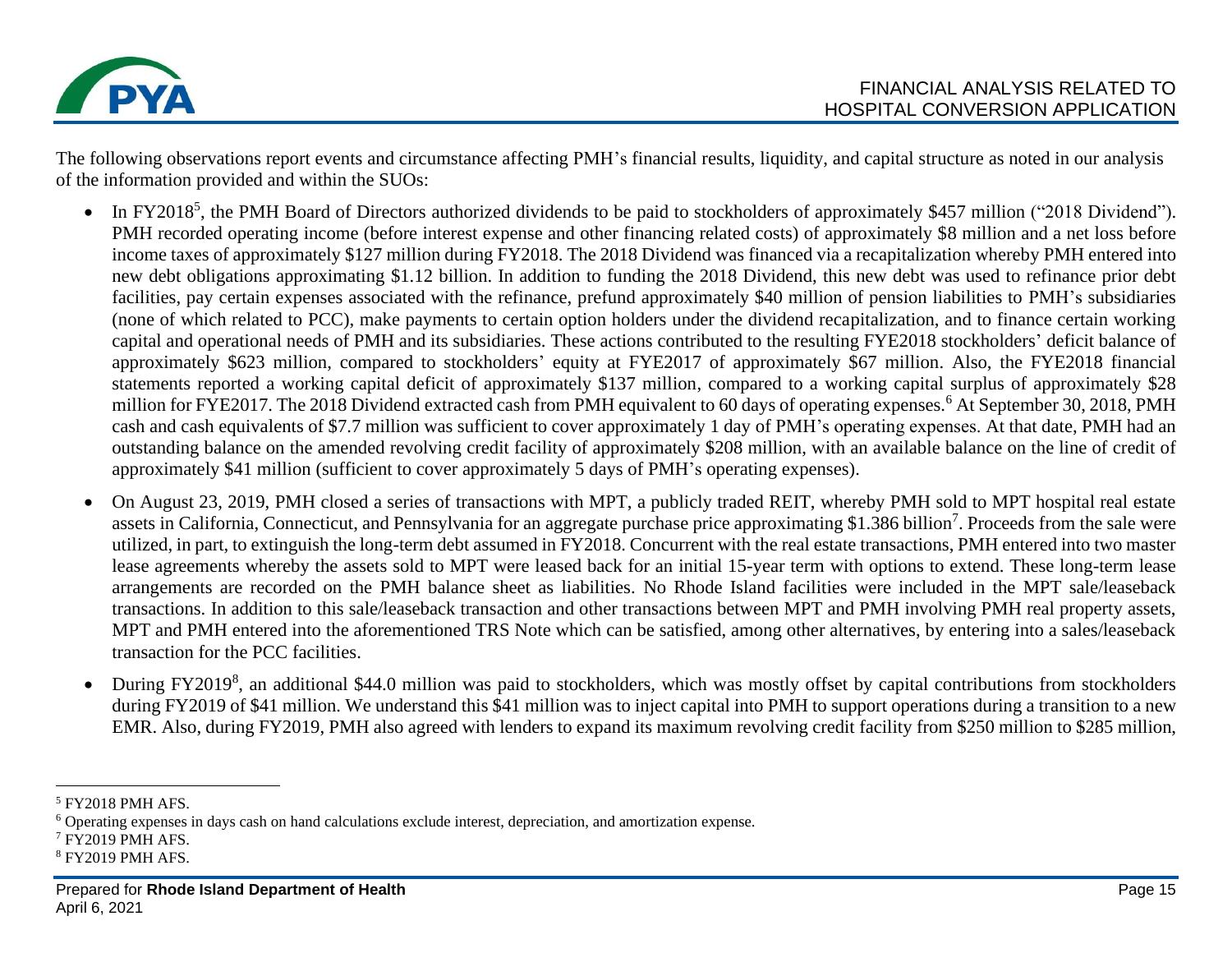The following observations report events and circumstance affecting PMH's financial results, liquidity, and capital structure as noted in our analysis of the information provided and within the SUOs:

- In FY2018[5], the PMH Board of Directors authorized dividends to be paid to stockholders of approximately $457 million ("2018 Dividend"). PMH recorded operating income (before interest expense and other financing related costs) of approximately $8 million and a net loss before income taxes of approximately $127 million during FY2018. The 2018 Dividend was financed via a recapitalization whereby PMH entered into new debt obligations approximating $1.12 billion. In addition to funding the 2018 Dividend, this new debt was used to refinance prior debt facilities, pay certain expenses associated with the refinance, prefund approximately $40 million of pension liabilities to PMH's subsidiaries (none of which related to PCC), make payments to certain option holders under the dividend recapitalization, and to finance certain working capital and operational needs of PMH and its subsidiaries. These actions contributed to the resulting FYE2018 stockholders' deficit balance of approximately $623 million, compared to stockholders' equity at FYE2017 of approximately $67 million. Also, the FYE2018 financial statements reported a working capital deficit of approximately $137 million, compared to a working capital surplus of approximately $28 million for FYE2017. The 2018 Dividend extracted cash from PMH equivalent to 60 days of operating expenses.[6] At September 30, 2018, PMH cash and cash equivalents of $7.7 million was sufficient to cover approximately 1 day of PMH's operating expenses. At that date, PMH had an outstanding balance on the amended revolving credit facility of approximately $208 million, with an available balance on the line of credit of approximately $41 million (sufficient to cover approximately 5 days of PMH's operating expenses).

- On August 23, 2019, PMH closed a series of transactions with MPT, a publicly traded REIT, whereby PMH sold to MPT hospital real estate assets in California, Connecticut, and Pennsylvania for an aggregate purchase price approximating $1.386 billion[7]. Proceeds from the sale were utilized, in part, to extinguish the long-term debt assumed in FY2018. Concurrent with the real estate transactions, PMH entered into two master lease agreements whereby the assets sold to MPT were leased back for an initial 15-year term with options to extend. These long-term lease arrangements are recorded on the PMH balance sheet as liabilities. No Rhode Island facilities were included in the MPT sale/leaseback transactions. In addition to this sale/leaseback transaction and other transactions between MPT and PMH involving PMH real property assets, MPT and PMH entered into the aforementioned TRS Note which can be satisfied, among other alternatives, by entering into a sales/leaseback transaction for the PCC facilities.

- During FY2019[8], an additional $44.0 million was paid to stockholders, which was mostly offset by capital contributions from stockholders during FY2019 of $41 million. We understand this $41 million was to inject capital into PMH to support operations during a transition to a new EMR. Also, during FY2019, PMH also agreed with lenders to expand its maximum revolving credit facility from $250 million to $285 million,

---

[5] FY2018 PMH AFS.

[6] Operating expenses in days cash on hand calculations exclude interest, depreciation, and amortization expense.

[7] FY2019 PMH AFS.

[8] FY2019 PMH AFS.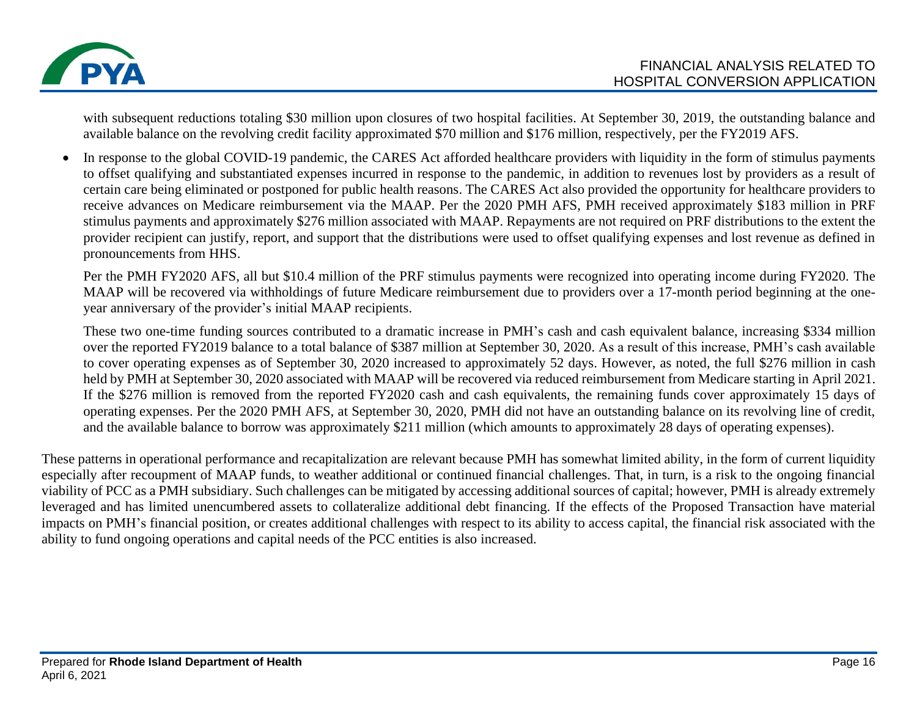with subsequent reductions totaling $30 million upon closures of two hospital facilities. At September 30, 2019, the outstanding balance and available balance on the revolving credit facility approximated $70 million and $176 million, respectively, per the FY2019 AFS.

- In response to the global COVID-19 pandemic, the CARES Act afforded healthcare providers with liquidity in the form of stimulus payments to offset qualifying and substantiated expenses incurred in response to the pandemic, in addition to revenues lost by providers as a result of certain care being eliminated or postponed for public health reasons. The CARES Act also provided the opportunity for healthcare providers to receive advances on Medicare reimbursement via the MAAP. Per the 2020 PMH AFS, PMH received approximately $183 million in PRF stimulus payments and approximately $276 million associated with MAAP. Repayments are not required on PRF distributions to the extent the provider recipient can justify, report, and support that the distributions were used to offset qualifying expenses and lost revenue as defined in pronouncements from HHS.

  Per the PMH FY2020 AFS, all but $10.4 million of the PRF stimulus payments were recognized into operating income during FY2020. The MAAP will be recovered via withholdings of future Medicare reimbursement due to providers over a 17-month period beginning at the one-year anniversary of the provider's initial MAAP recipients.

  These two one-time funding sources contributed to a dramatic increase in PMH's cash and cash equivalent balance, increasing $334 million over the reported FY2019 balance to a total balance of $387 million at September 30, 2020. As a result of this increase, PMH's cash available to cover operating expenses as of September 30, 2020 increased to approximately 52 days. However, as noted, the full $276 million in cash held by PMH at September 30, 2020 associated with MAAP will be recovered via reduced reimbursement from Medicare starting in April 2021. If the $276 million is removed from the reported FY2020 cash and cash equivalents, the remaining funds cover approximately 15 days of operating expenses. Per the 2020 PMH AFS, at September 30, 2020, PMH did not have an outstanding balance on its revolving line of credit, and the available balance to borrow was approximately $211 million (which amounts to approximately 28 days of operating expenses).

These patterns in operational performance and recapitalization are relevant because PMH has somewhat limited ability, in the form of current liquidity especially after recoupment of MAAP funds, to weather additional or continued financial challenges. That, in turn, is a risk to the ongoing financial viability of PCC as a PMH subsidiary. Such challenges can be mitigated by accessing additional sources of capital; however, PMH is already extremely leveraged and has limited unencumbered assets to collateralize additional debt financing. If the effects of the Proposed Transaction have material impacts on PMH's financial position, or creates additional challenges with respect to its ability to access capital, the financial risk associated with the ability to fund ongoing operations and capital needs of the PCC entities is also increased.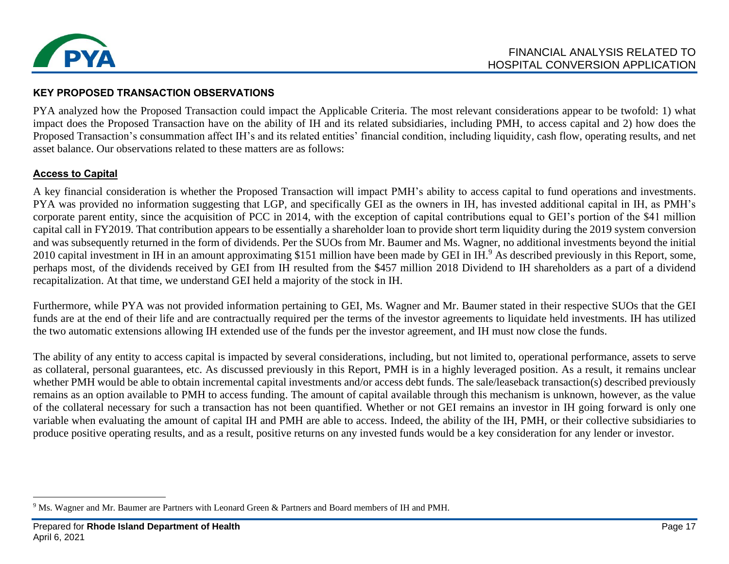## KEY PROPOSED TRANSACTION OBSERVATIONS

PYA analyzed how the Proposed Transaction could impact the Applicable Criteria. The most relevant considerations appear to be twofold: 1) what impact does the Proposed Transaction have on the ability of IH and its related subsidiaries, including PMH, to access capital and 2) how does the Proposed Transaction's consummation affect IH's and its related entities' financial condition, including liquidity, cash flow, operating results, and net asset balance. Our observations related to these matters are as follows:

### Access to Capital

A key financial consideration is whether the Proposed Transaction will impact PMH's ability to access capital to fund operations and investments. PYA was provided no information suggesting that LGP, and specifically GEI as the owners in IH, has invested additional capital in IH, as PMH's corporate parent entity, since the acquisition of PCC in 2014, with the exception of capital contributions equal to GEI's portion of the $41 million capital call in FY2019. That contribution appears to be essentially a shareholder loan to provide short term liquidity during the 2019 system conversion and was subsequently returned in the form of dividends. Per the SUOs from Mr. Baumer and Ms. Wagner, no additional investments beyond the initial 2010 capital investment in IH in an amount approximating $151 million have been made by GEI in IH.[9] As described previously in this Report, some, perhaps most, of the dividends received by GEI from IH resulted from the $457 million 2018 Dividend to IH shareholders as a part of a dividend recapitalization. At that time, we understand GEI held a majority of the stock in IH.

Furthermore, while PYA was not provided information pertaining to GEI, Ms. Wagner and Mr. Baumer stated in their respective SUOs that the GEI funds are at the end of their life and are contractually required per the terms of the investor agreements to liquidate held investments. IH has utilized the two automatic extensions allowing IH extended use of the funds per the investor agreement, and IH must now close the funds.

The ability of any entity to access capital is impacted by several considerations, including, but not limited to, operational performance, assets to serve as collateral, personal guarantees, etc. As discussed previously in this Report, PMH is in a highly leveraged position. As a result, it remains unclear whether PMH would be able to obtain incremental capital investments and/or access debt funds. The sale/leaseback transaction(s) described previously remains as an option available to PMH to access funding. The amount of capital available through this mechanism is unknown, however, as the value of the collateral necessary for such a transaction has not been quantified. Whether or not GEI remains an investor in IH going forward is only one variable when evaluating the amount of capital IH and PMH are able to access. Indeed, the ability of the IH, PMH, or their collective subsidiaries to produce positive operating results, and as a result, positive returns on any invested funds would be a key consideration for any lender or investor.

---

[9] Ms. Wagner and Mr. Baumer are Partners with Leonard Green & Partners and Board members of IH and PMH.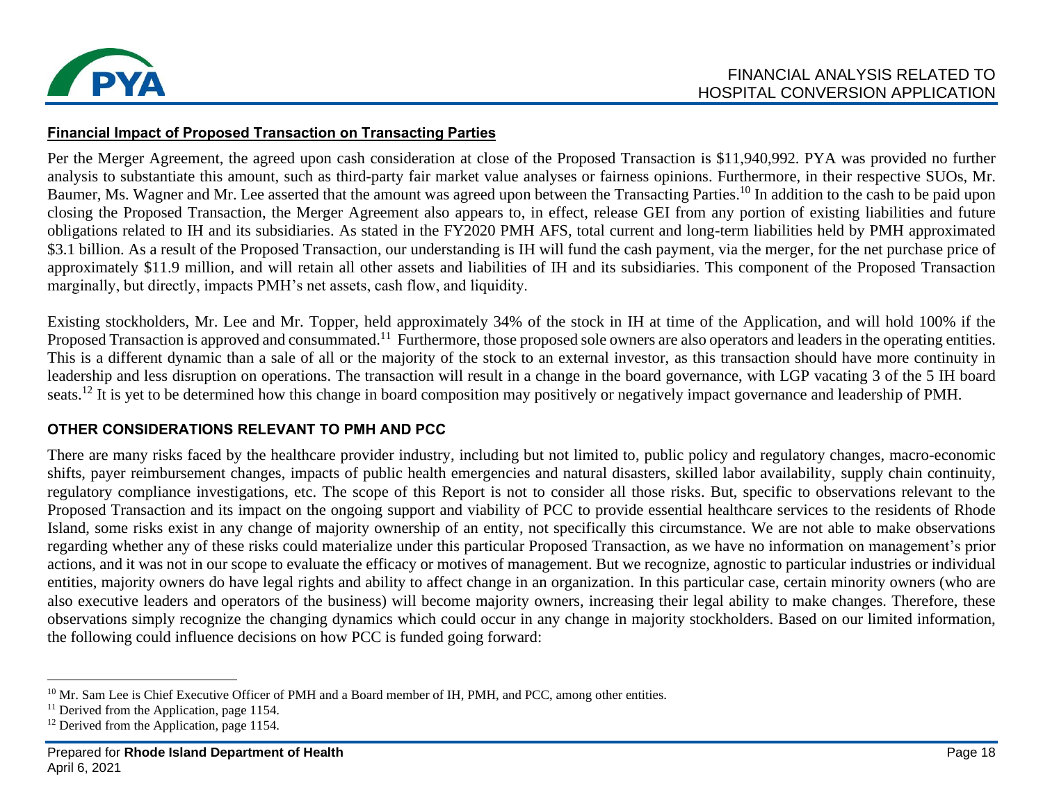**Financial Impact of Proposed Transaction on Transacting Parties**

Per the Merger Agreement, the agreed upon cash consideration at close of the Proposed Transaction is $11,940,992. PYA was provided no further analysis to substantiate this amount, such as third-party fair market value analyses or fairness opinions. Furthermore, in their respective SUOs, Mr. Baumer, Ms. Wagner and Mr. Lee asserted that the amount was agreed upon between the Transacting Parties.[10] In addition to the cash to be paid upon closing the Proposed Transaction, the Merger Agreement also appears to, in effect, release GEI from any portion of existing liabilities and future obligations related to IH and its subsidiaries. As stated in the FY2020 PMH AFS, total current and long-term liabilities held by PMH approximated $3.1 billion. As a result of the Proposed Transaction, our understanding is IH will fund the cash payment, via the merger, for the net purchase price of approximately $11.9 million, and will retain all other assets and liabilities of IH and its subsidiaries. This component of the Proposed Transaction marginally, but directly, impacts PMH's net assets, cash flow, and liquidity.

Existing stockholders, Mr. Lee and Mr. Topper, held approximately 34% of the stock in IH at time of the Application, and will hold 100% if the Proposed Transaction is approved and consummated.[11] Furthermore, those proposed sole owners are also operators and leaders in the operating entities. This is a different dynamic than a sale of all or the majority of the stock to an external investor, as this transaction should have more continuity in leadership and less disruption on operations. The transaction will result in a change in the board governance, with LGP vacating 3 of the 5 IH board seats.[12] It is yet to be determined how this change in board composition may positively or negatively impact governance and leadership of PMH.

## OTHER CONSIDERATIONS RELEVANT TO PMH AND PCC

There are many risks faced by the healthcare provider industry, including but not limited to, public policy and regulatory changes, macro-economic shifts, payer reimbursement changes, impacts of public health emergencies and natural disasters, skilled labor availability, supply chain continuity, regulatory compliance investigations, etc. The scope of this Report is not to consider all those risks. But, specific to observations relevant to the Proposed Transaction and its impact on the ongoing support and viability of PCC to provide essential healthcare services to the residents of Rhode Island, some risks exist in any change of majority ownership of an entity, not specifically this circumstance. We are not able to make observations regarding whether any of these risks could materialize under this particular Proposed Transaction, as we have no information on management's prior actions, and it was not in our scope to evaluate the efficacy or motives of management. But we recognize, agnostic to particular industries or individual entities, majority owners do have legal rights and ability to affect change in an organization. In this particular case, certain minority owners (who are also executive leaders and operators of the business) will become majority owners, increasing their legal ability to make changes. Therefore, these observations simply recognize the changing dynamics which could occur in any change in majority stockholders. Based on our limited information, the following could influence decisions on how PCC is funded going forward:

---

[10] Mr. Sam Lee is Chief Executive Officer of PMH and a Board member of IH, PMH, and PCC, among other entities.

[11] Derived from the Application, page 1154.

[12] Derived from the Application, page 1154.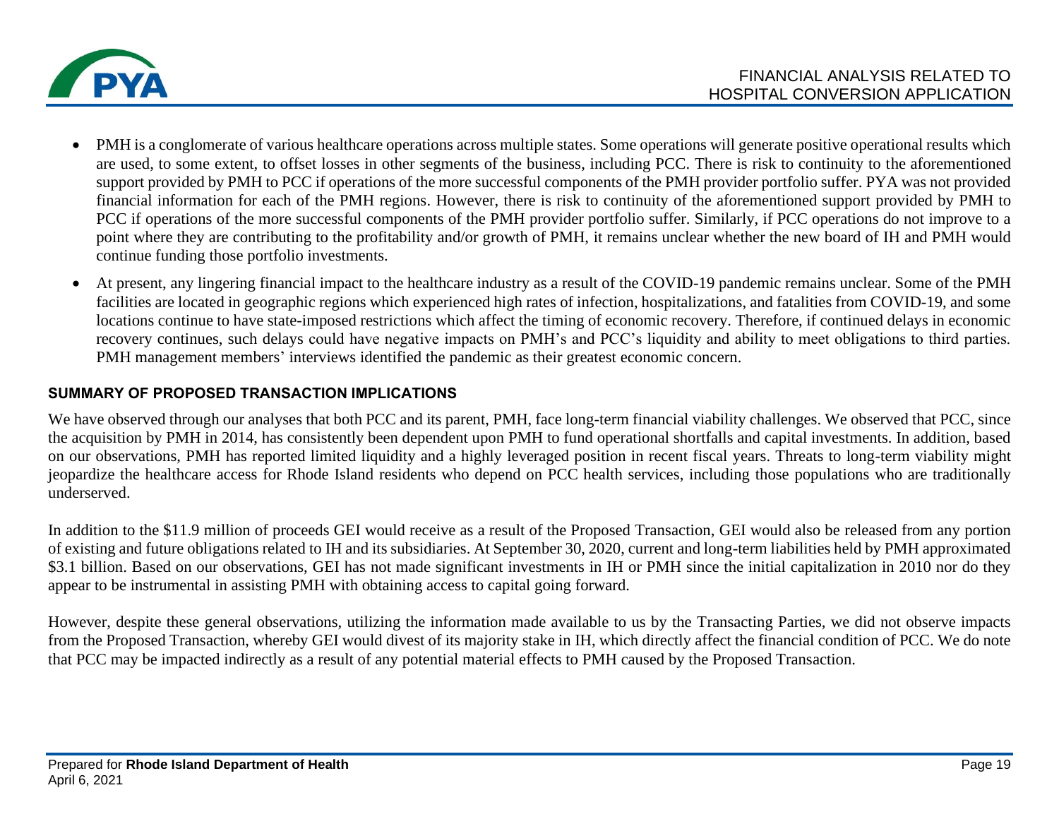- PMH is a conglomerate of various healthcare operations across multiple states. Some operations will generate positive operational results which are used, to some extent, to offset losses in other segments of the business, including PCC. There is risk to continuity to the aforementioned support provided by PMH to PCC if operations of the more successful components of the PMH provider portfolio suffer. PYA was not provided financial information for each of the PMH regions. However, there is risk to continuity of the aforementioned support provided by PMH to PCC if operations of the more successful components of the PMH provider portfolio suffer. Similarly, if PCC operations do not improve to a point where they are contributing to the profitability and/or growth of PMH, it remains unclear whether the new board of IH and PMH would continue funding those portfolio investments.
- At present, any lingering financial impact to the healthcare industry as a result of the COVID-19 pandemic remains unclear. Some of the PMH facilities are located in geographic regions which experienced high rates of infection, hospitalizations, and fatalities from COVID-19, and some locations continue to have state-imposed restrictions which affect the timing of economic recovery. Therefore, if continued delays in economic recovery continues, such delays could have negative impacts on PMH's and PCC's liquidity and ability to meet obligations to third parties. PMH management members' interviews identified the pandemic as their greatest economic concern.

## SUMMARY OF PROPOSED TRANSACTION IMPLICATIONS

We have observed through our analyses that both PCC and its parent, PMH, face long-term financial viability challenges. We observed that PCC, since the acquisition by PMH in 2014, has consistently been dependent upon PMH to fund operational shortfalls and capital investments. In addition, based on our observations, PMH has reported limited liquidity and a highly leveraged position in recent fiscal years. Threats to long-term viability might jeopardize the healthcare access for Rhode Island residents who depend on PCC health services, including those populations who are traditionally underserved.

In addition to the $11.9 million of proceeds GEI would receive as a result of the Proposed Transaction, GEI would also be released from any portion of existing and future obligations related to IH and its subsidiaries. At September 30, 2020, current and long-term liabilities held by PMH approximated $3.1 billion. Based on our observations, GEI has not made significant investments in IH or PMH since the initial capitalization in 2010 nor do they appear to be instrumental in assisting PMH with obtaining access to capital going forward.

However, despite these general observations, utilizing the information made available to us by the Transacting Parties, we did not observe impacts from the Proposed Transaction, whereby GEI would divest of its majority stake in IH, which directly affect the financial condition of PCC. We do note that PCC may be impacted indirectly as a result of any potential material effects to PMH caused by the Proposed Transaction.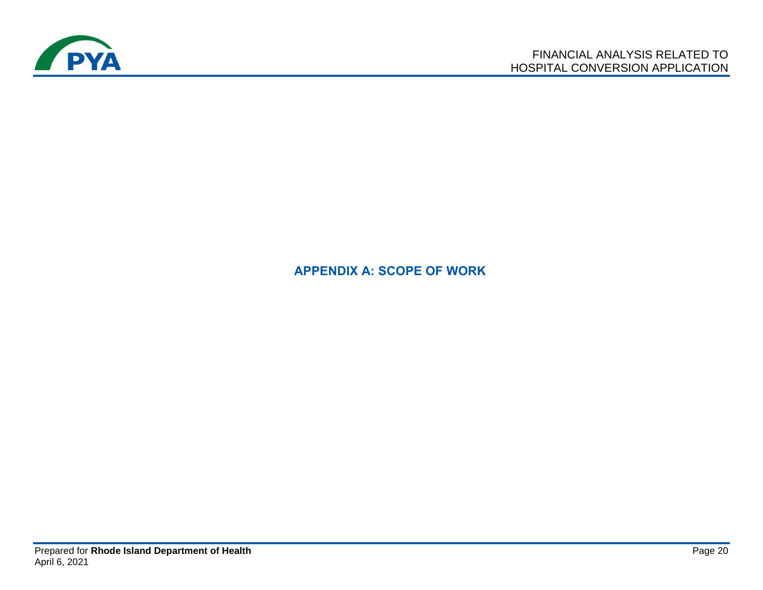# APPENDIX A: SCOPE OF WORK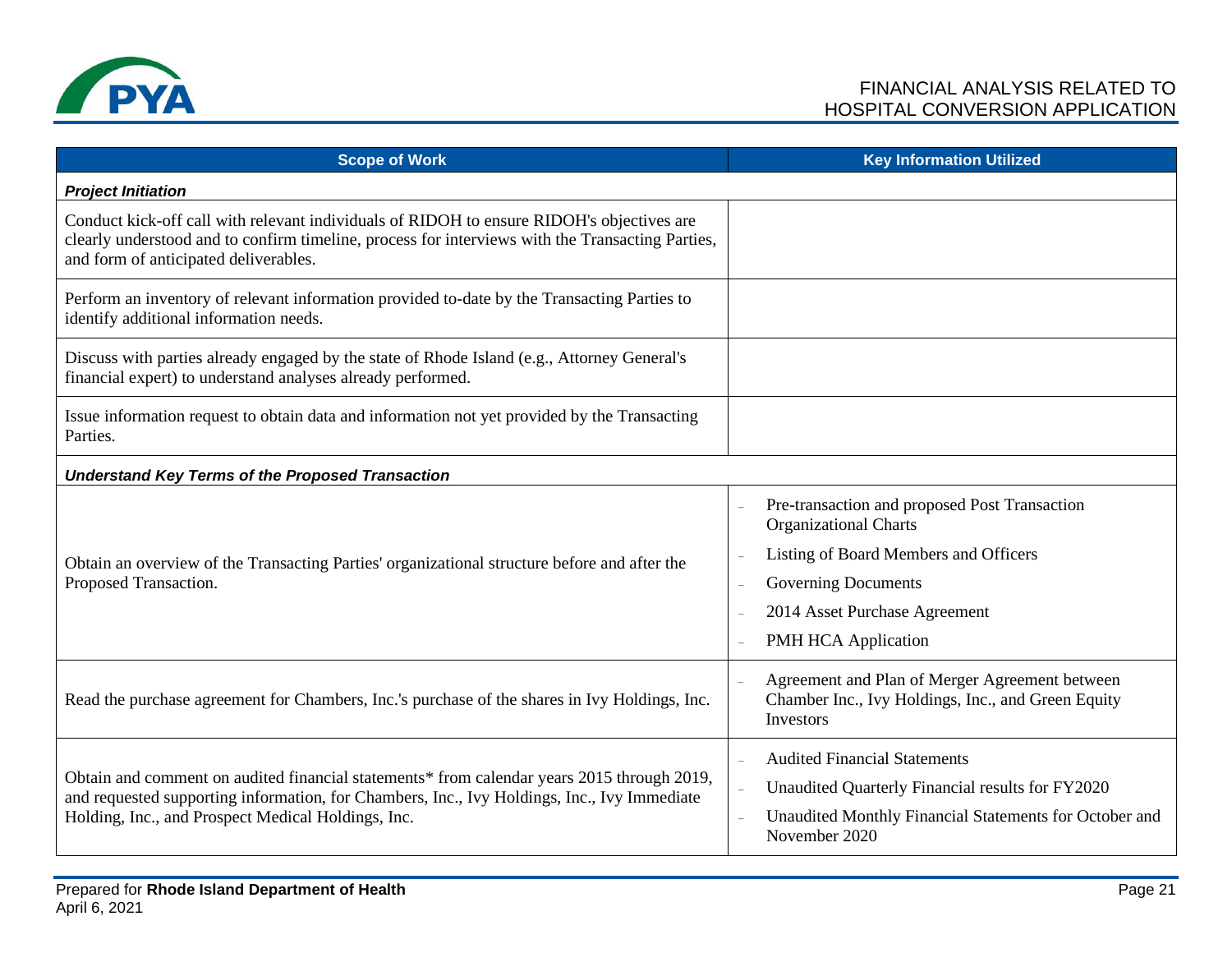| Scope of Work | Key Information Utilized |
|---|---|
| ***Project Initiation*** | |
| Conduct kick-off call with relevant individuals of RIDOH to ensure RIDOH's objectives are clearly understood and to confirm timeline, process for interviews with the Transacting Parties, and form of anticipated deliverables. | |
| Perform an inventory of relevant information provided to-date by the Transacting Parties to identify additional information needs. | |
| Discuss with parties already engaged by the state of Rhode Island (e.g., Attorney General's financial expert) to understand analyses already performed. | |
| Issue information request to obtain data and information not yet provided by the Transacting Parties. | |
| ***Understand Key Terms of the Proposed Transaction*** | |
| Obtain an overview of the Transacting Parties' organizational structure before and after the Proposed Transaction. | – Pre-transaction and proposed Post Transaction Organizational Charts<br>– Listing of Board Members and Officers<br>– Governing Documents<br>– 2014 Asset Purchase Agreement<br>– PMH HCA Application |
| Read the purchase agreement for Chambers, Inc.'s purchase of the shares in Ivy Holdings, Inc. | – Agreement and Plan of Merger Agreement between Chamber Inc., Ivy Holdings, Inc., and Green Equity Investors |
| Obtain and comment on audited financial statements* from calendar years 2015 through 2019, and requested supporting information, for Chambers, Inc., Ivy Holdings, Inc., Ivy Immediate Holding, Inc., and Prospect Medical Holdings, Inc. | – Audited Financial Statements<br>– Unaudited Quarterly Financial results for FY2020<br>– Unaudited Monthly Financial Statements for October and November 2020 |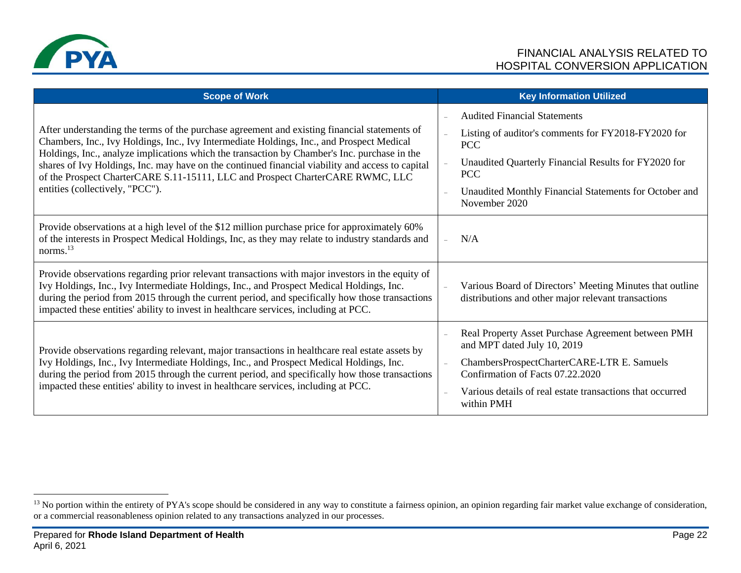| Scope of Work | Key Information Utilized |
|---|---|
| After understanding the terms of the purchase agreement and existing financial statements of Chambers, Inc., Ivy Holdings, Inc., Ivy Intermediate Holdings, Inc., and Prospect Medical Holdings, Inc., analyze implications which the transaction by Chamber's Inc. purchase in the shares of Ivy Holdings, Inc. may have on the continued financial viability and access to capital of the Prospect CharterCARE S.11-15111, LLC and Prospect CharterCARE RWMC, LLC entities (collectively, "PCC"). | – Audited Financial Statements<br>– Listing of auditor's comments for FY2018-FY2020 for PCC<br>– Unaudited Quarterly Financial Results for FY2020 for PCC<br>– Unaudited Monthly Financial Statements for October and November 2020 |
| Provide observations at a high level of the $12 million purchase price for approximately 60% of the interests in Prospect Medical Holdings, Inc, as they may relate to industry standards and norms.[13] | – N/A |
| Provide observations regarding prior relevant transactions with major investors in the equity of Ivy Holdings, Inc., Ivy Intermediate Holdings, Inc., and Prospect Medical Holdings, Inc. during the period from 2015 through the current period, and specifically how those transactions impacted these entities' ability to invest in healthcare services, including at PCC. | – Various Board of Directors' Meeting Minutes that outline distributions and other major relevant transactions |
| Provide observations regarding relevant, major transactions in healthcare real estate assets by Ivy Holdings, Inc., Ivy Intermediate Holdings, Inc., and Prospect Medical Holdings, Inc. during the period from 2015 through the current period, and specifically how those transactions impacted these entities' ability to invest in healthcare services, including at PCC. | – Real Property Asset Purchase Agreement between PMH and MPT dated July 10, 2019<br>– ChambersProspectCharterCARE-LTR E. Samuels Confirmation of Facts 07.22.2020<br>– Various details of real estate transactions that occurred within PMH |

[13] No portion within the entirety of PYA's scope should be considered in any way to constitute a fairness opinion, an opinion regarding fair market value exchange of consideration, or a commercial reasonableness opinion related to any transactions analyzed in our processes.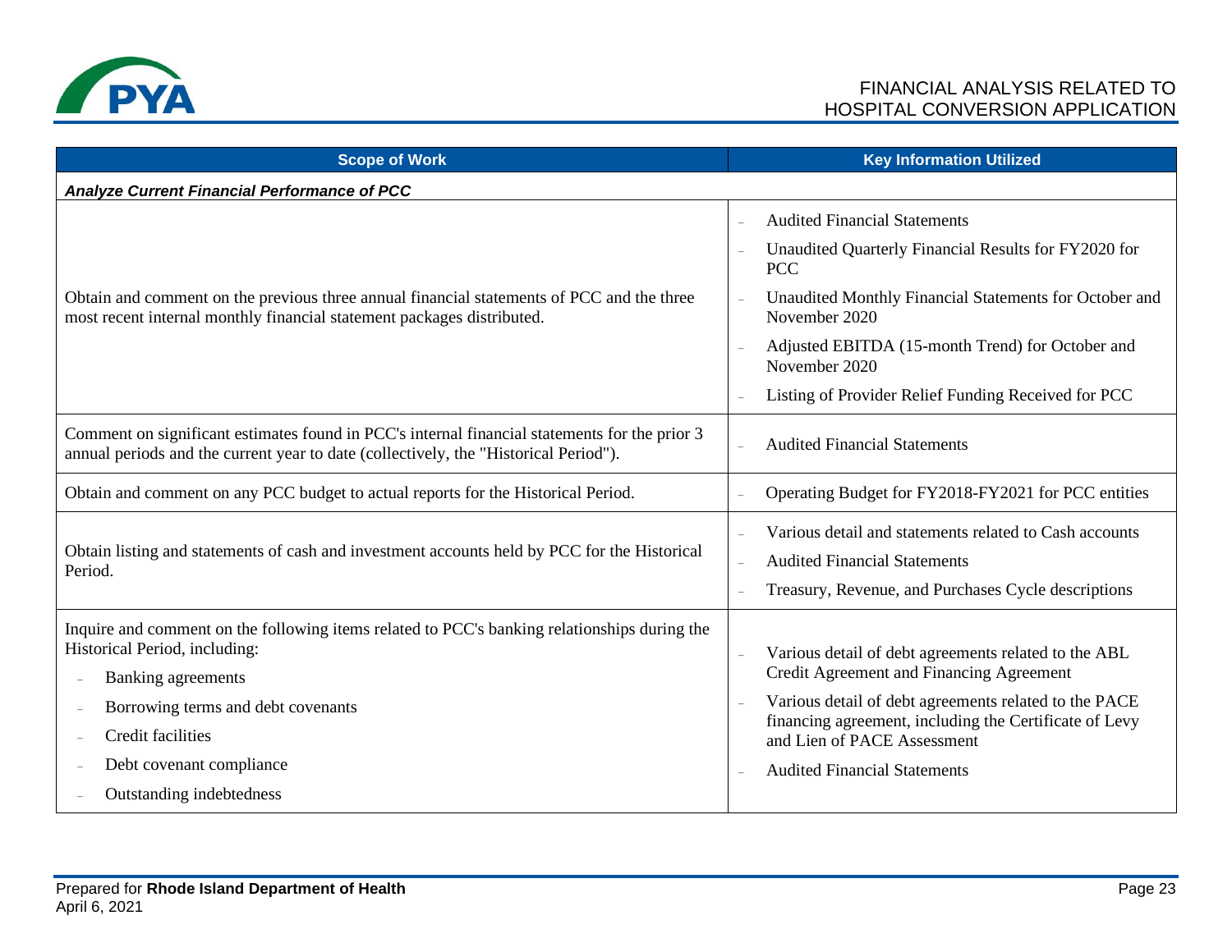| Scope of Work | Key Information Utilized |
|---|---|
| ***Analyze Current Financial Performance of PCC*** | |
| Obtain and comment on the previous three annual financial statements of PCC and the three most recent internal monthly financial statement packages distributed. | – Audited Financial Statements<br>– Unaudited Quarterly Financial Results for FY2020 for PCC<br>– Unaudited Monthly Financial Statements for October and November 2020<br>– Adjusted EBITDA (15-month Trend) for October and November 2020<br>– Listing of Provider Relief Funding Received for PCC |
| Comment on significant estimates found in PCC's internal financial statements for the prior 3 annual periods and the current year to date (collectively, the "Historical Period"). | – Audited Financial Statements |
| Obtain and comment on any PCC budget to actual reports for the Historical Period. | – Operating Budget for FY2018-FY2021 for PCC entities |
| Obtain listing and statements of cash and investment accounts held by PCC for the Historical Period. | – Various detail and statements related to Cash accounts<br>– Audited Financial Statements<br>– Treasury, Revenue, and Purchases Cycle descriptions |
| Inquire and comment on the following items related to PCC's banking relationships during the Historical Period, including:<br>– Banking agreements<br>– Borrowing terms and debt covenants<br>– Credit facilities<br>– Debt covenant compliance<br>– Outstanding indebtedness | – Various detail of debt agreements related to the ABL Credit Agreement and Financing Agreement<br>– Various detail of debt agreements related to the PACE financing agreement, including the Certificate of Levy and Lien of PACE Assessment<br>– Audited Financial Statements |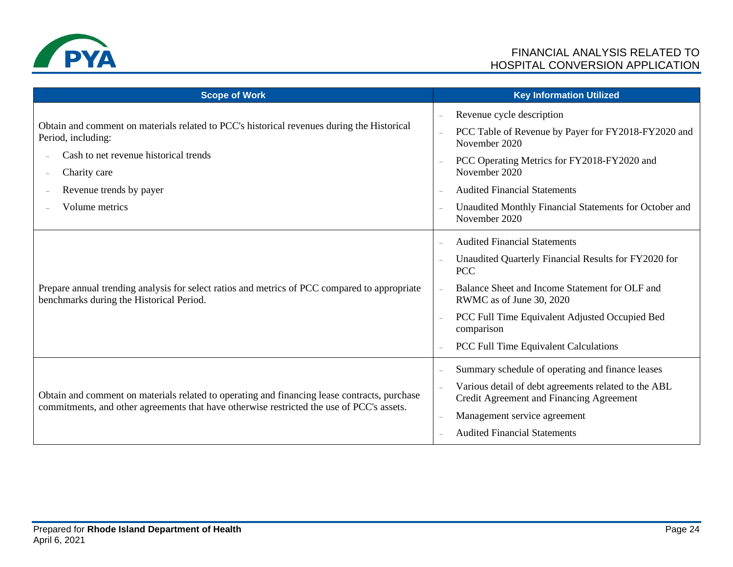| Scope of Work | Key Information Utilized |
|---|---|
| Obtain and comment on materials related to PCC's historical revenues during the Historical Period, including:<br>- Cash to net revenue historical trends<br>- Charity care<br>- Revenue trends by payer<br>- Volume metrics | - Revenue cycle description<br>- PCC Table of Revenue by Payer for FY2018-FY2020 and November 2020<br>- PCC Operating Metrics for FY2018-FY2020 and November 2020<br>- Audited Financial Statements<br>- Unaudited Monthly Financial Statements for October and November 2020 |
| Prepare annual trending analysis for select ratios and metrics of PCC compared to appropriate benchmarks during the Historical Period. | - Audited Financial Statements<br>- Unaudited Quarterly Financial Results for FY2020 for PCC<br>- Balance Sheet and Income Statement for OLF and RWMC as of June 30, 2020<br>- PCC Full Time Equivalent Adjusted Occupied Bed comparison<br>- PCC Full Time Equivalent Calculations |
| Obtain and comment on materials related to operating and financing lease contracts, purchase commitments, and other agreements that have otherwise restricted the use of PCC's assets. | - Summary schedule of operating and finance leases<br>- Various detail of debt agreements related to the ABL Credit Agreement and Financing Agreement<br>- Management service agreement<br>- Audited Financial Statements |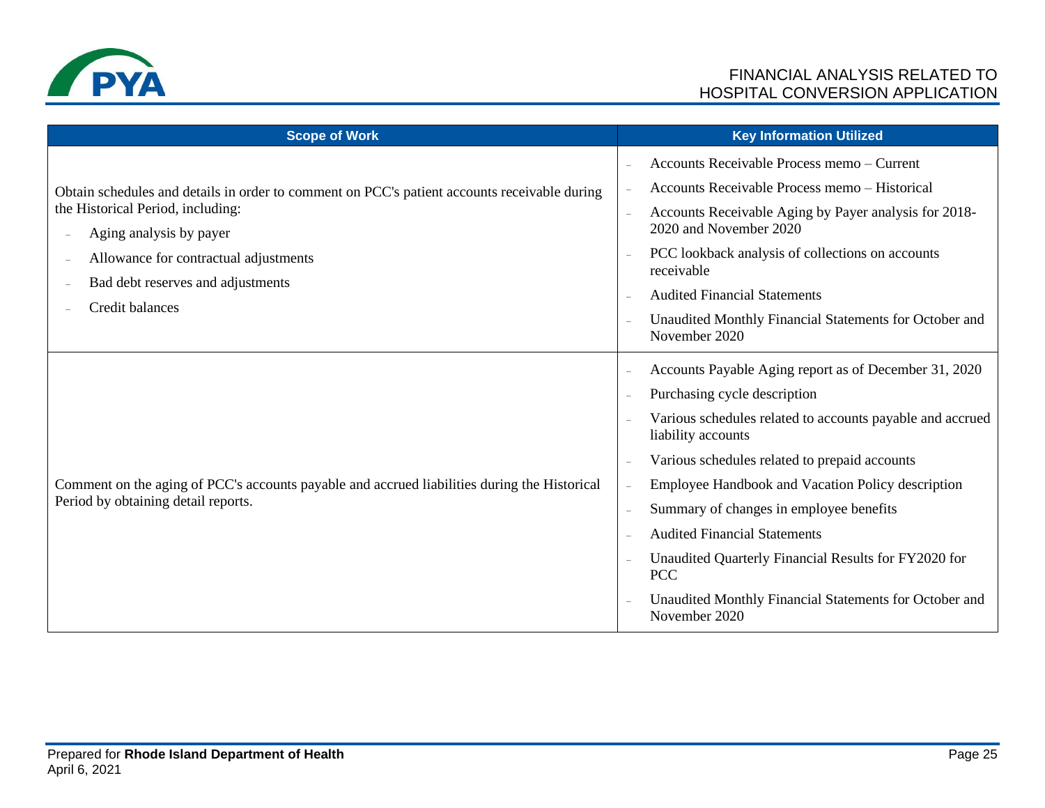| Scope of Work | Key Information Utilized |
|---|---|
| Obtain schedules and details in order to comment on PCC's patient accounts receivable during the Historical Period, including:<br>- Aging analysis by payer<br>- Allowance for contractual adjustments<br>- Bad debt reserves and adjustments<br>- Credit balances | - Accounts Receivable Process memo – Current<br>- Accounts Receivable Process memo – Historical<br>- Accounts Receivable Aging by Payer analysis for 2018-2020 and November 2020<br>- PCC lookback analysis of collections on accounts receivable<br>- Audited Financial Statements<br>- Unaudited Monthly Financial Statements for October and November 2020 |
| Comment on the aging of PCC's accounts payable and accrued liabilities during the Historical Period by obtaining detail reports. | - Accounts Payable Aging report as of December 31, 2020<br>- Purchasing cycle description<br>- Various schedules related to accounts payable and accrued liability accounts<br>- Various schedules related to prepaid accounts<br>- Employee Handbook and Vacation Policy description<br>- Summary of changes in employee benefits<br>- Audited Financial Statements<br>- Unaudited Quarterly Financial Results for FY2020 for PCC<br>- Unaudited Monthly Financial Statements for October and November 2020 |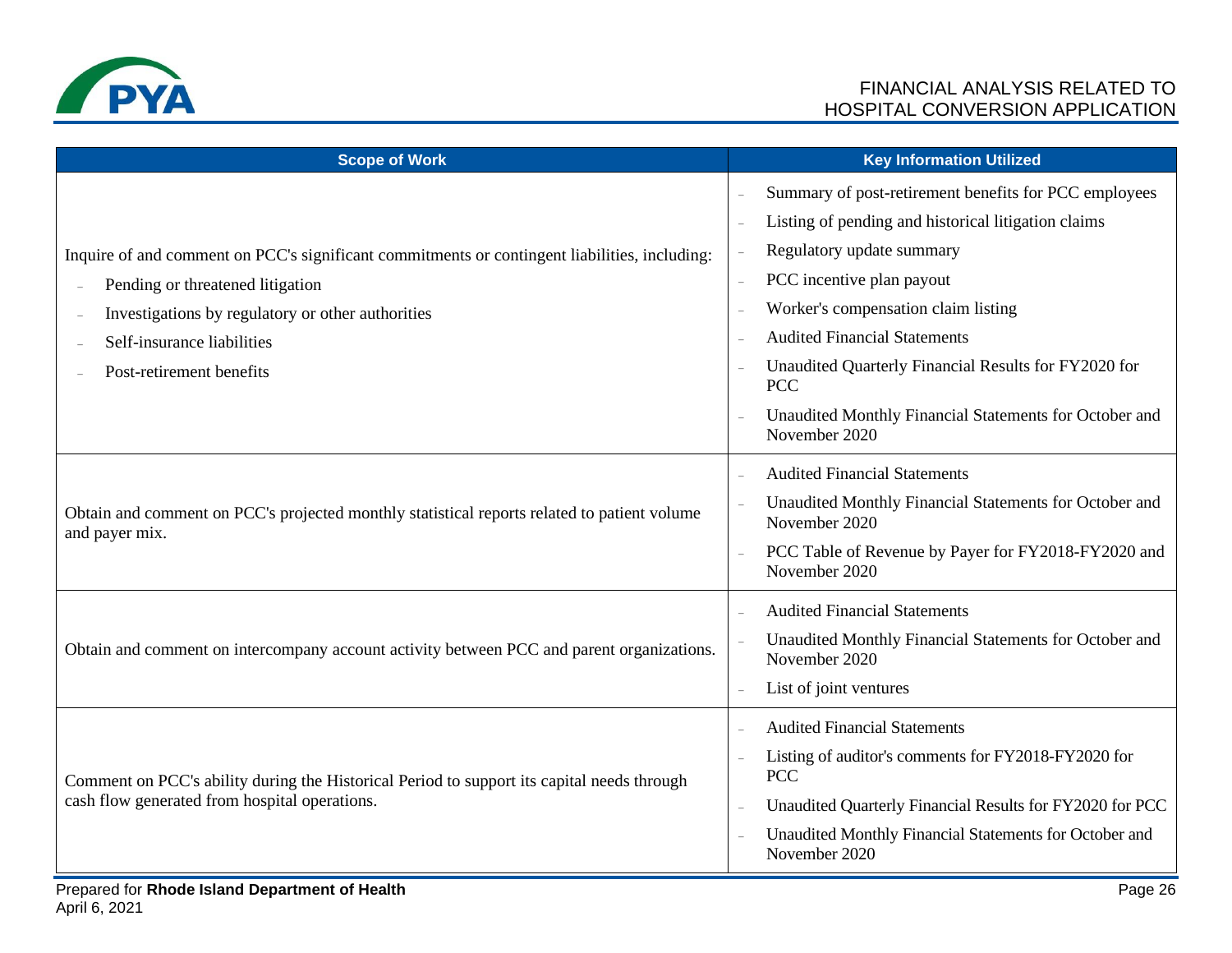| Scope of Work | Key Information Utilized |
|---|---|
| Inquire of and comment on PCC's significant commitments or contingent liabilities, including:<br>– Pending or threatened litigation<br>– Investigations by regulatory or other authorities<br>– Self-insurance liabilities<br>– Post-retirement benefits | – Summary of post-retirement benefits for PCC employees<br>– Listing of pending and historical litigation claims<br>– Regulatory update summary<br>– PCC incentive plan payout<br>– Worker's compensation claim listing<br>– Audited Financial Statements<br>– Unaudited Quarterly Financial Results for FY2020 for PCC<br>– Unaudited Monthly Financial Statements for October and November 2020 |
| Obtain and comment on PCC's projected monthly statistical reports related to patient volume and payer mix. | – Audited Financial Statements<br>– Unaudited Monthly Financial Statements for October and November 2020<br>– PCC Table of Revenue by Payer for FY2018-FY2020 and November 2020 |
| Obtain and comment on intercompany account activity between PCC and parent organizations. | – Audited Financial Statements<br>– Unaudited Monthly Financial Statements for October and November 2020<br>– List of joint ventures |
| Comment on PCC's ability during the Historical Period to support its capital needs through cash flow generated from hospital operations. | – Audited Financial Statements<br>– Listing of auditor's comments for FY2018-FY2020 for PCC<br>– Unaudited Quarterly Financial Results for FY2020 for PCC<br>– Unaudited Monthly Financial Statements for October and November 2020 |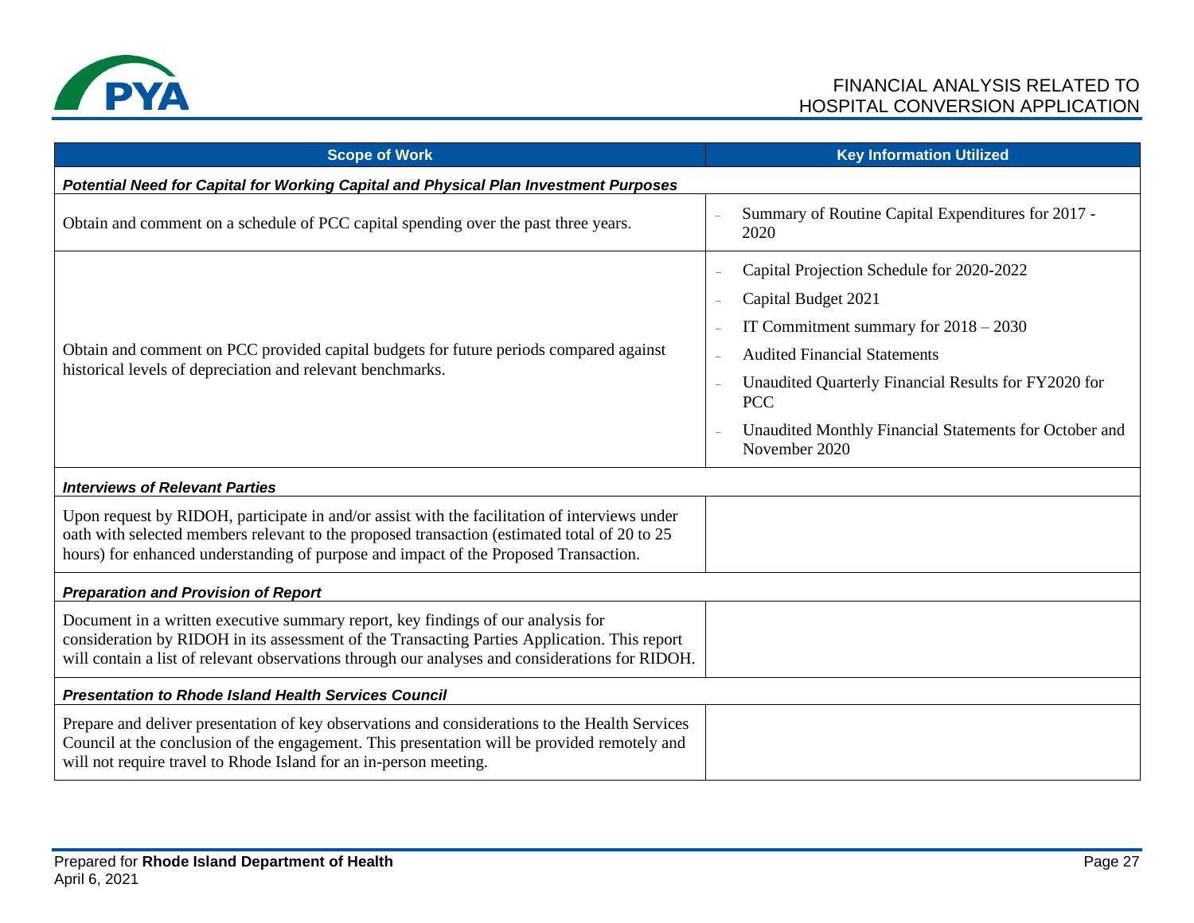| Scope of Work | Key Information Utilized |
| --- | --- |
| ***Potential Need for Capital for Working Capital and Physical Plan Investment Purposes*** | |
| Obtain and comment on a schedule of PCC capital spending over the past three years. | – Summary of Routine Capital Expenditures for 2017 - 2020 |
| Obtain and comment on PCC provided capital budgets for future periods compared against historical levels of depreciation and relevant benchmarks. | – Capital Projection Schedule for 2020-2022<br>– Capital Budget 2021<br>– IT Commitment summary for 2018 – 2030<br>– Audited Financial Statements<br>– Unaudited Quarterly Financial Results for FY2020 for PCC<br>– Unaudited Monthly Financial Statements for October and November 2020 |
| ***Interviews of Relevant Parties*** | |
| Upon request by RIDOH, participate in and/or assist with the facilitation of interviews under oath with selected members relevant to the proposed transaction (estimated total of 20 to 25 hours) for enhanced understanding of purpose and impact of the Proposed Transaction. | |
| ***Preparation and Provision of Report*** | |
| Document in a written executive summary report, key findings of our analysis for consideration by RIDOH in its assessment of the Transacting Parties Application. This report will contain a list of relevant observations through our analyses and considerations for RIDOH. | |
| ***Presentation to Rhode Island Health Services Council*** | |
| Prepare and deliver presentation of key observations and considerations to the Health Services Council at the conclusion of the engagement. This presentation will be provided remotely and will not require travel to Rhode Island for an in-person meeting. | |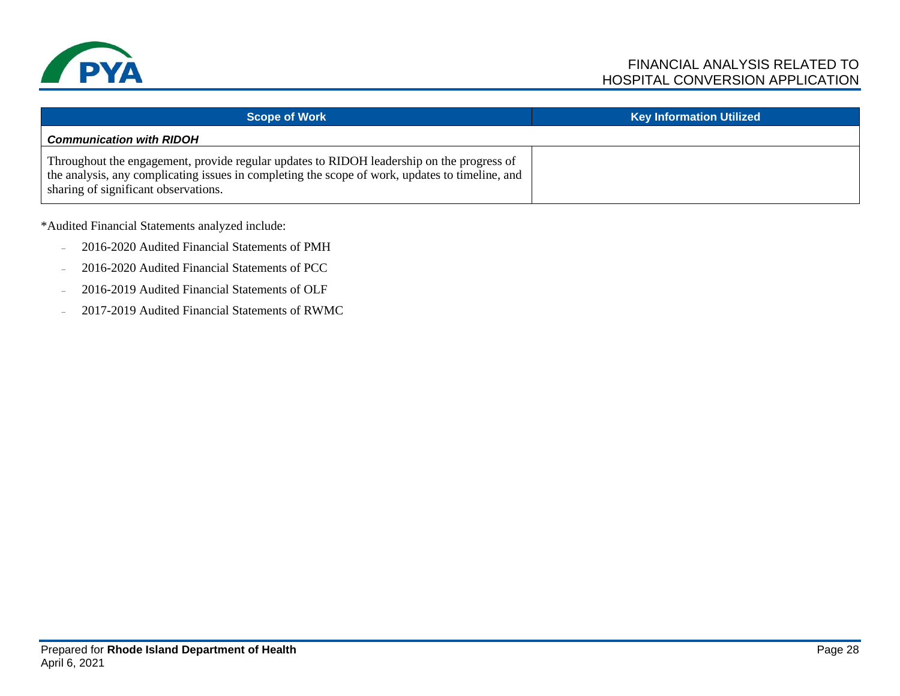| Scope of Work | Key Information Utilized |
|---|---|
| ***Communication with RIDOH*** | |
| Throughout the engagement, provide regular updates to RIDOH leadership on the progress of the analysis, any complicating issues in completing the scope of work, updates to timeline, and sharing of significant observations. | |

*Audited Financial Statements analyzed include:

- 2016-2020 Audited Financial Statements of PMH
- 2016-2020 Audited Financial Statements of PCC
- 2016-2019 Audited Financial Statements of OLF
- 2017-2019 Audited Financial Statements of RWMC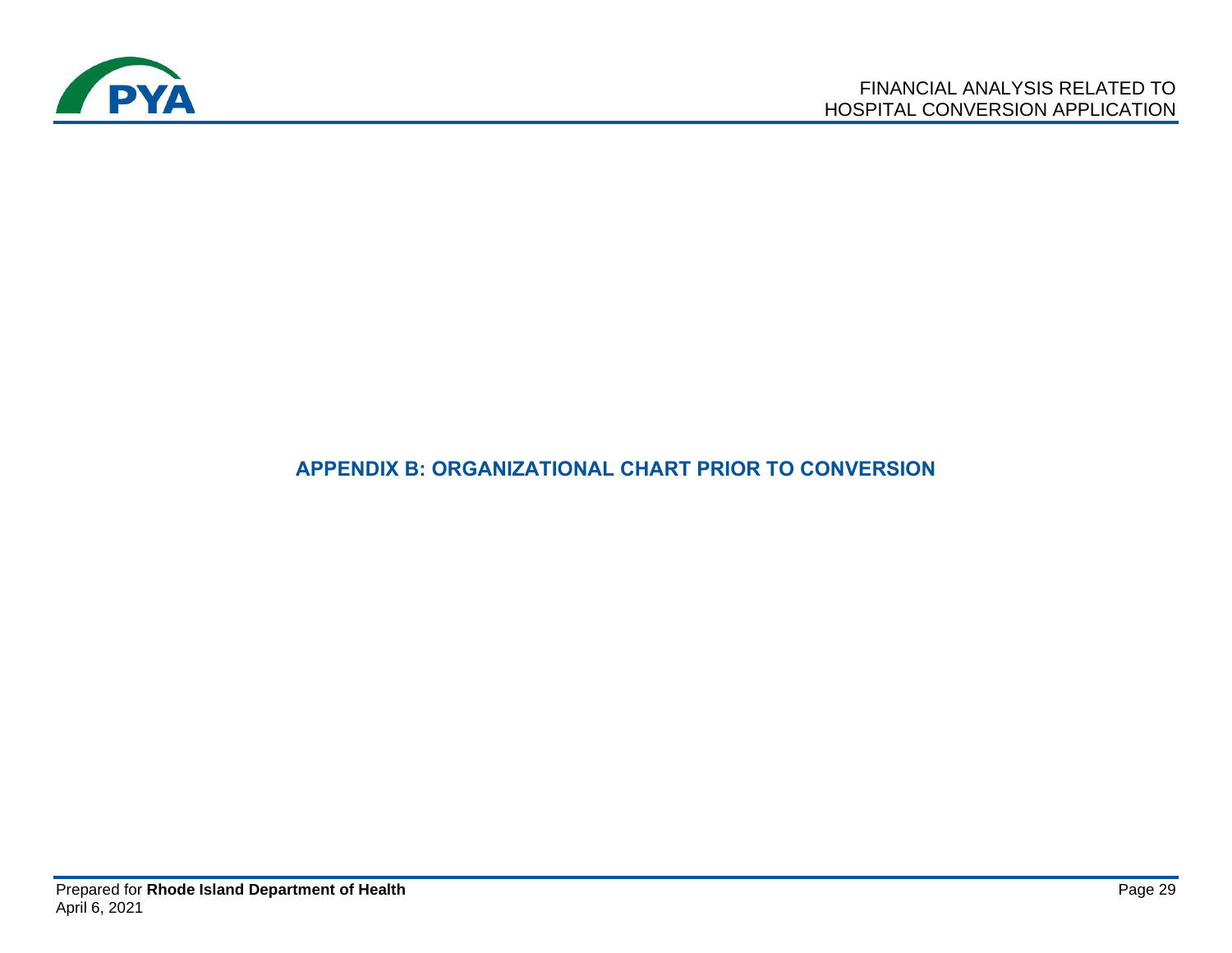## APPENDIX B: ORGANIZATIONAL CHART PRIOR TO CONVERSION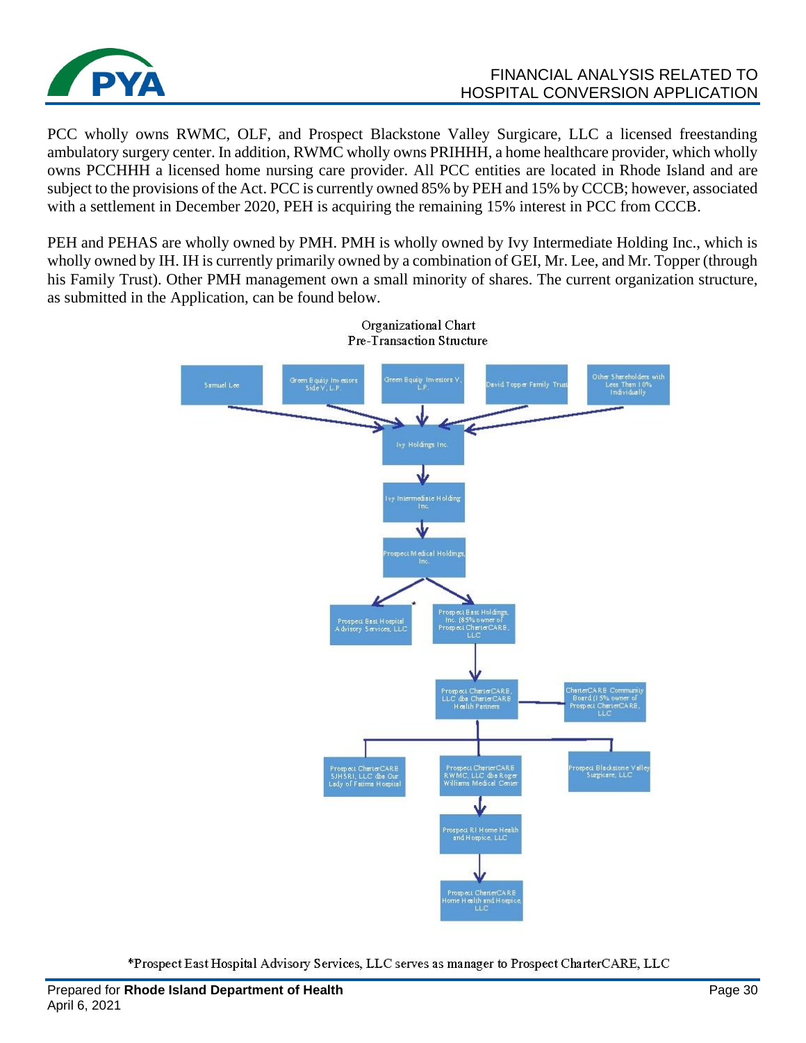PCC wholly owns RWMC, OLF, and Prospect Blackstone Valley Surgicare, LLC a licensed freestanding ambulatory surgery center. In addition, RWMC wholly owns PRIHHH, a home healthcare provider, which wholly owns PCCHHH a licensed home nursing care provider. All PCC entities are located in Rhode Island and are subject to the provisions of the Act. PCC is currently owned 85% by PEH and 15% by CCCB; however, associated with a settlement in December 2020, PEH is acquiring the remaining 15% interest in PCC from CCCB.

PEH and PEHAS are wholly owned by PMH. PMH is wholly owned by Ivy Intermediate Holding Inc., which is wholly owned by IH. IH is currently primarily owned by a combination of GEI, Mr. Lee, and Mr. Topper (through his Family Trust). Other PMH management own a small minority of shares. The current organization structure, as submitted in the Application, can be found below.

**Organizational Chart**
**Pre-Transaction Structure**

- Samuel Lee
- Green Equity Investors Side V, L.P.
- Green Equity Investors V, L.P.
- David Topper Family Trust
- Other Shareholders with Less Than 10% Individually

→ Ivy Holdings Inc.

→ Ivy Intermediate Holding Inc.

→ Prospect Medical Holdings, Inc.

→ Prospect East Hospital Advisory Services, LLC*

→ Prospect East Holdings, Inc. (85% owner of Prospect CharterCARE, LLC)

→ Prospect CharterCARE, LLC dba CharterCARE Health Partners — CharterCARE Community Board (15% owner of Prospect CharterCARE, LLC)

→ Prospect CharterCARE SJHSRI, LLC dba Our Lady of Fatima Hospital

→ Prospect CharterCARE RWMC, LLC dba Roger Williams Medical Center → Prospect RI Home Health and Hospice, LLC → Prospect CharterCARE Home Health and Hospice, LLC

→ Prospect Blackstone Valley Surgicare, LLC

*Prospect East Hospital Advisory Services, LLC serves as manager to Prospect CharterCARE, LLC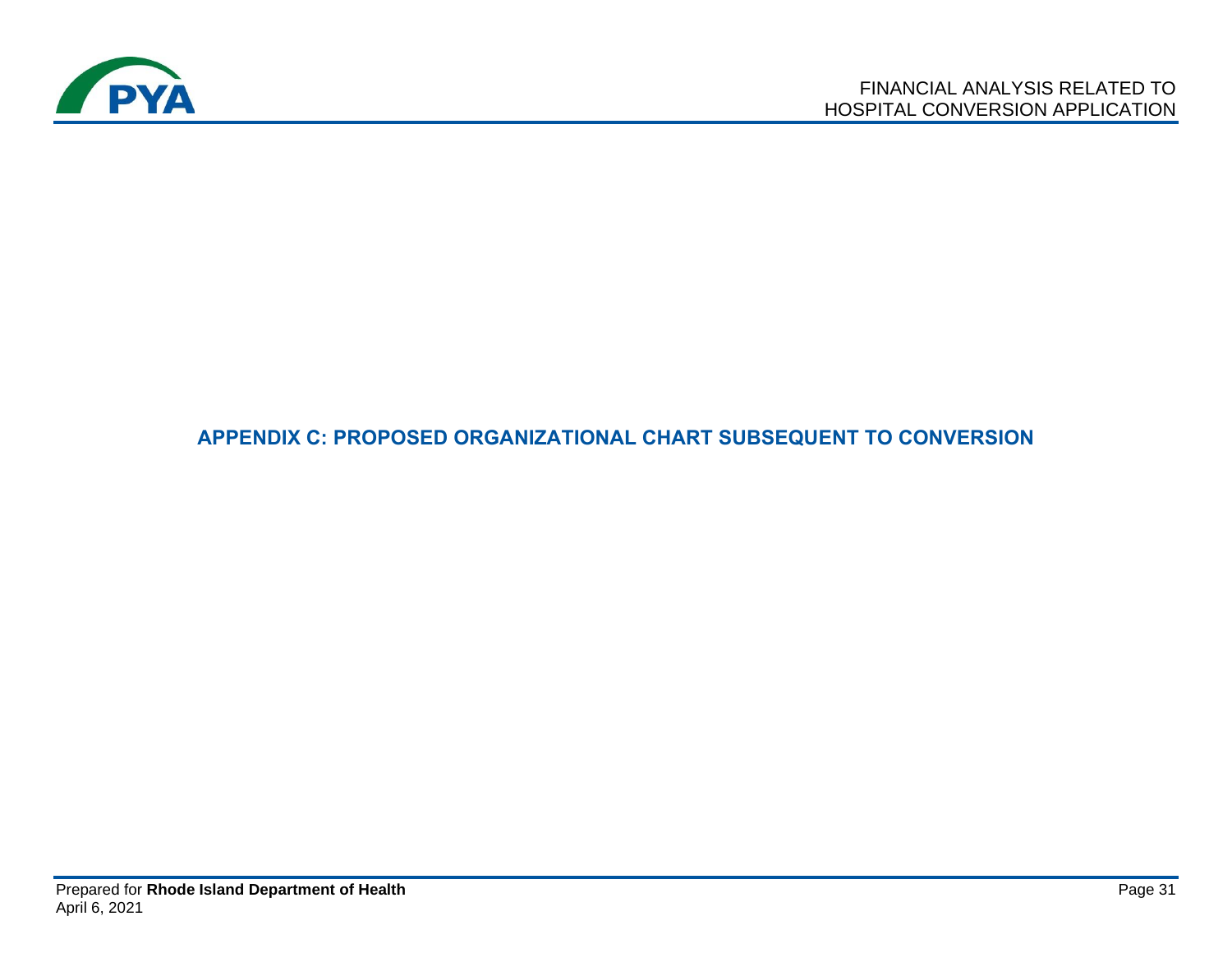## APPENDIX C: PROPOSED ORGANIZATIONAL CHART SUBSEQUENT TO CONVERSION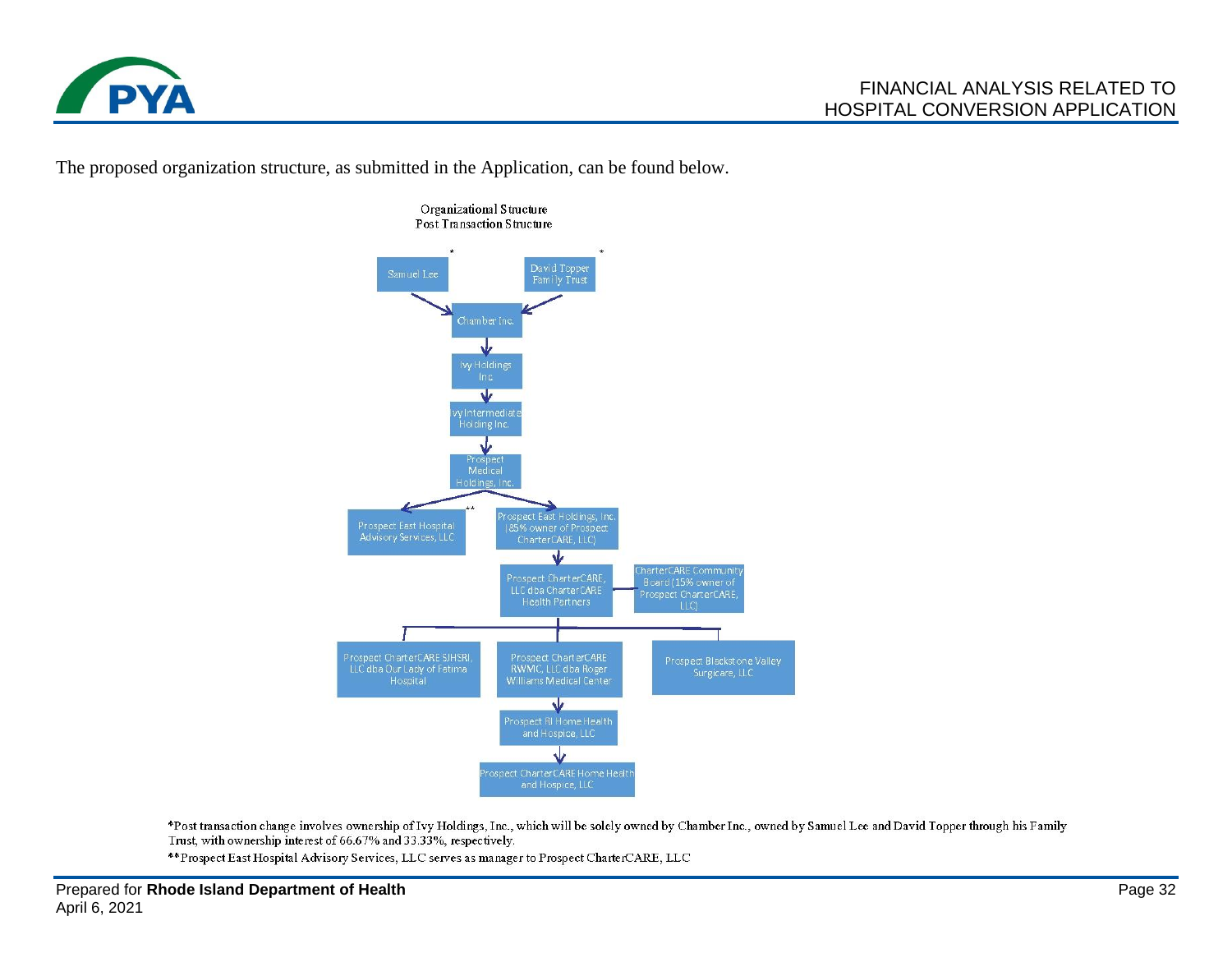The proposed organization structure, as submitted in the Application, can be found below.

Organizational Structure
Post Transaction Structure

Samuel Lee *

David Topper Family Trust *

Chamber Inc.

Ivy Holdings Inc.

Ivy Intermediate Holding Inc.

Prospect Medical Holdings, Inc.

Prospect East Hospital Advisory Services, LLC **

Prospect East Holdings, Inc. (85% owner of Prospect CharterCARE, LLC)

Prospect CharterCARE, LLC dba CharterCARE Health Partners

CharterCARE Community Board (15% owner of Prospect CharterCARE, LLC)

Prospect CharterCARE SJHSRI, LLC dba Our Lady of Fatima Hospital

Prospect CharterCARE RWMC, LLC dba Roger Williams Medical Center

Prospect Blackstone Valley Surgicare, LLC

Prospect RI Home Health and Hospice, LLC

Prospect CharterCARE Home Health and Hospice, LLC

*Post transaction change involves ownership of Ivy Holdings, Inc., which will be solely owned by Chamber Inc., owned by Samuel Lee and David Topper through his Family Trust, with ownership interest of 66.67% and 33.33%, respectively.

**Prospect East Hospital Advisory Services, LLC serves as manager to Prospect CharterCARE, LLC